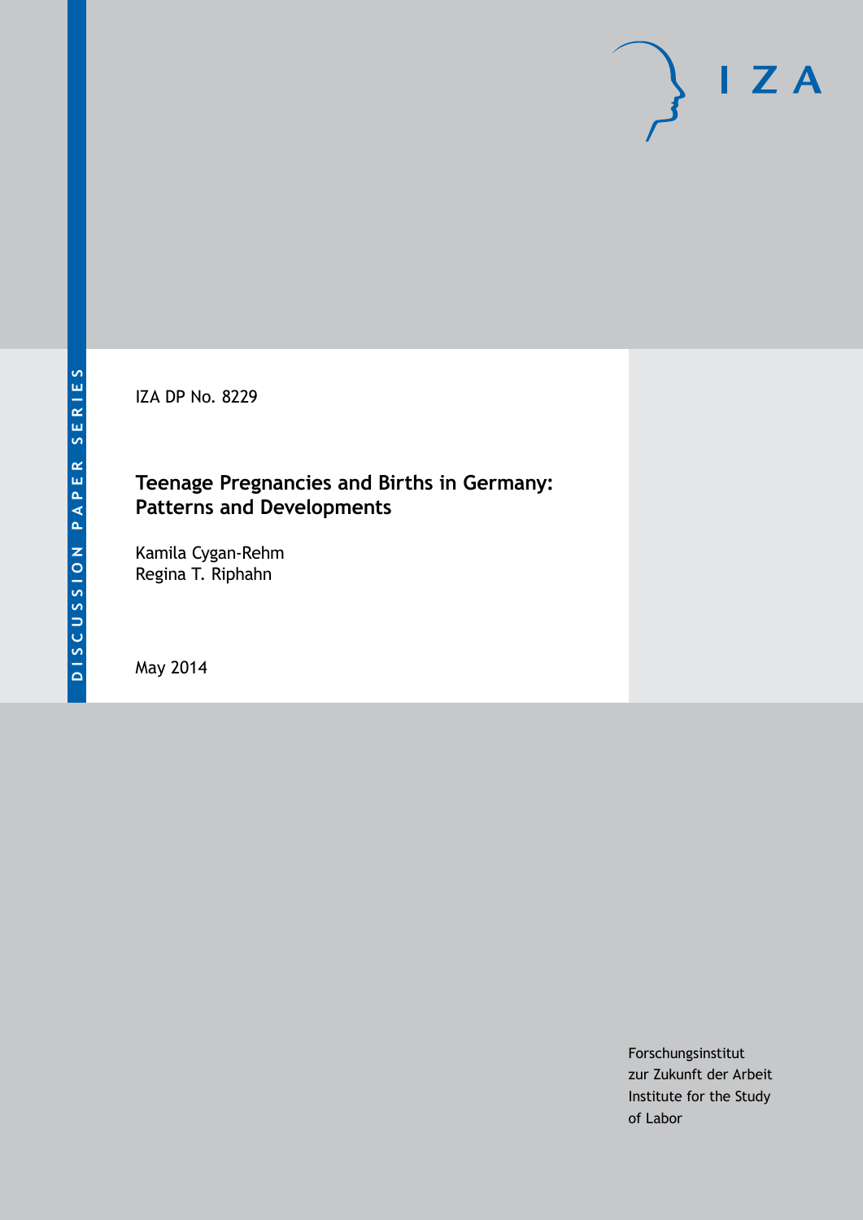DISCUSSION PAPER SERIES

IZA DP No. 8229

# Teenage Pregnancies and Births in Germany: Patterns and Developments

Kamila Cygan-Rehm
Regina T. Riphahn

May 2014

Forschungsinstitut
zur Zukunft der Arbeit
Institute for the Study
of Labor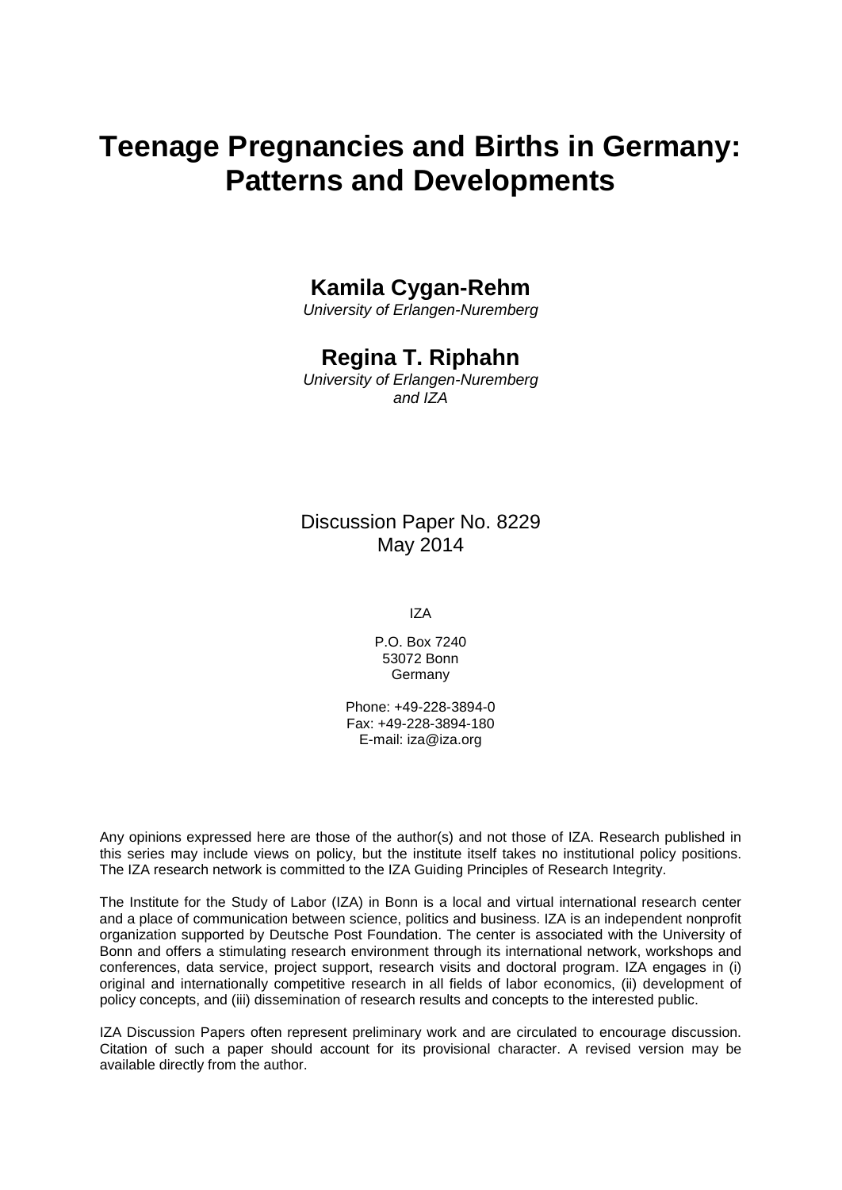# Teenage Pregnancies and Births in Germany: Patterns and Developments

**Kamila Cygan-Rehm**

*University of Erlangen-Nuremberg*

**Regina T. Riphahn**

*University of Erlangen-Nuremberg and IZA*

Discussion Paper No. 8229
May 2014

IZA

P.O. Box 7240
53072 Bonn
Germany

Phone: +49-228-3894-0
Fax: +49-228-3894-180
E-mail: iza@iza.org

Any opinions expressed here are those of the author(s) and not those of IZA. Research published in this series may include views on policy, but the institute itself takes no institutional policy positions. The IZA research network is committed to the IZA Guiding Principles of Research Integrity.

The Institute for the Study of Labor (IZA) in Bonn is a local and virtual international research center and a place of communication between science, politics and business. IZA is an independent nonprofit organization supported by Deutsche Post Foundation. The center is associated with the University of Bonn and offers a stimulating research environment through its international network, workshops and conferences, data service, project support, research visits and doctoral program. IZA engages in (i) original and internationally competitive research in all fields of labor economics, (ii) development of policy concepts, and (iii) dissemination of research results and concepts to the interested public.

IZA Discussion Papers often represent preliminary work and are circulated to encourage discussion. Citation of such a paper should account for its provisional character. A revised version may be available directly from the author.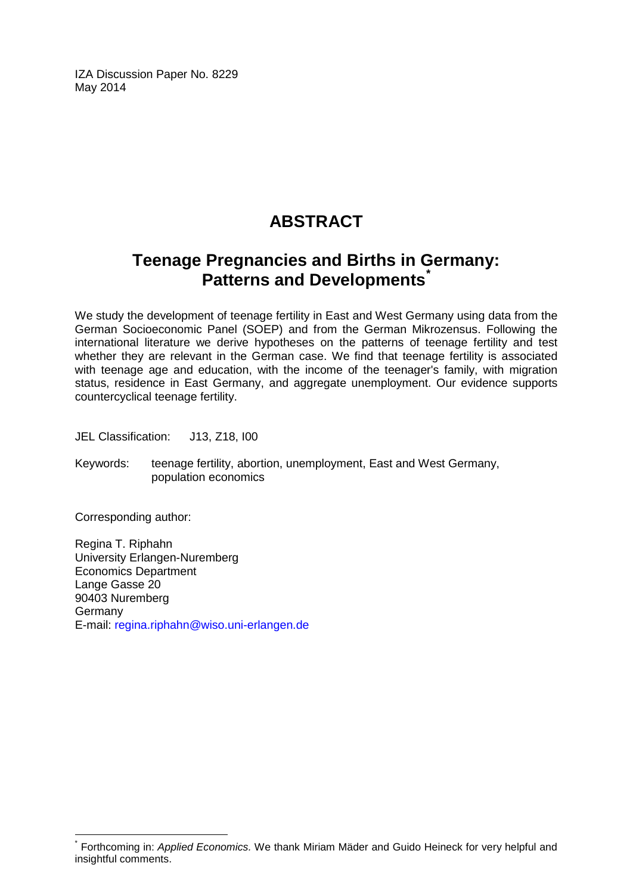IZA Discussion Paper No. 8229
May 2014

# ABSTRACT

## Teenage Pregnancies and Births in Germany: Patterns and Developments*

We study the development of teenage fertility in East and West Germany using data from the German Socioeconomic Panel (SOEP) and from the German Mikrozensus. Following the international literature we derive hypotheses on the patterns of teenage fertility and test whether they are relevant in the German case. We find that teenage fertility is associated with teenage age and education, with the income of the teenager's family, with migration status, residence in East Germany, and aggregate unemployment. Our evidence supports countercyclical teenage fertility.

JEL Classification: J13, Z18, I00

Keywords: teenage fertility, abortion, unemployment, East and West Germany, population economics

Corresponding author:

Regina T. Riphahn
University Erlangen-Nuremberg
Economics Department
Lange Gasse 20
90403 Nuremberg
Germany
E-mail: regina.riphahn@wiso.uni-erlangen.de

---

* Forthcoming in: *Applied Economics*. We thank Miriam Mäder and Guido Heineck for very helpful and insightful comments.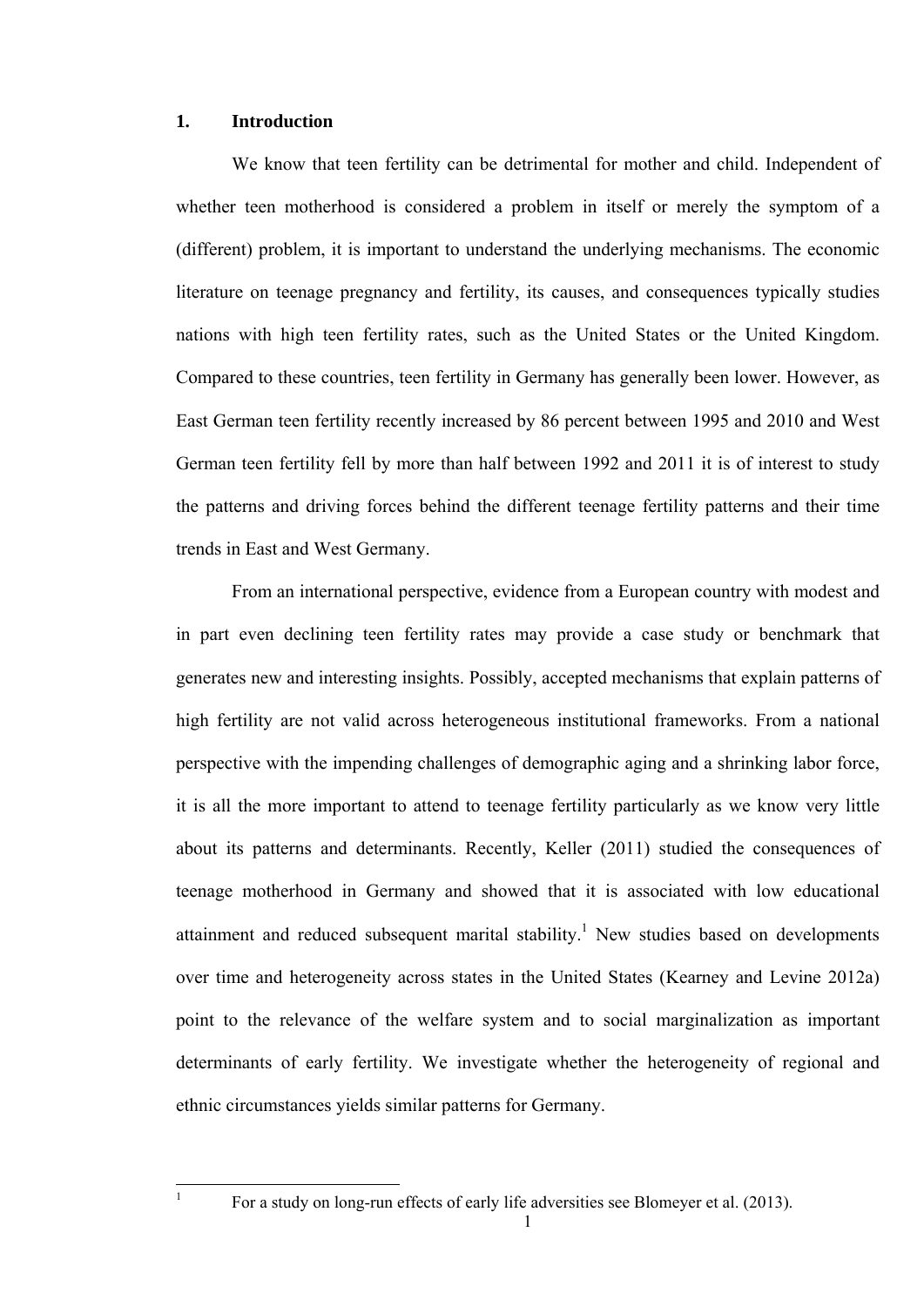# 1. Introduction

We know that teen fertility can be detrimental for mother and child. Independent of whether teen motherhood is considered a problem in itself or merely the symptom of a (different) problem, it is important to understand the underlying mechanisms. The economic literature on teenage pregnancy and fertility, its causes, and consequences typically studies nations with high teen fertility rates, such as the United States or the United Kingdom. Compared to these countries, teen fertility in Germany has generally been lower. However, as East German teen fertility recently increased by 86 percent between 1995 and 2010 and West German teen fertility fell by more than half between 1992 and 2011 it is of interest to study the patterns and driving forces behind the different teenage fertility patterns and their time trends in East and West Germany.

From an international perspective, evidence from a European country with modest and in part even declining teen fertility rates may provide a case study or benchmark that generates new and interesting insights. Possibly, accepted mechanisms that explain patterns of high fertility are not valid across heterogeneous institutional frameworks. From a national perspective with the impending challenges of demographic aging and a shrinking labor force, it is all the more important to attend to teenage fertility particularly as we know very little about its patterns and determinants. Recently, Keller (2011) studied the consequences of teenage motherhood in Germany and showed that it is associated with low educational attainment and reduced subsequent marital stability.[1] New studies based on developments over time and heterogeneity across states in the United States (Kearney and Levine 2012a) point to the relevance of the welfare system and to social marginalization as important determinants of early fertility. We investigate whether the heterogeneity of regional and ethnic circumstances yields similar patterns for Germany.

[1] For a study on long-run effects of early life adversities see Blomeyer et al. (2013).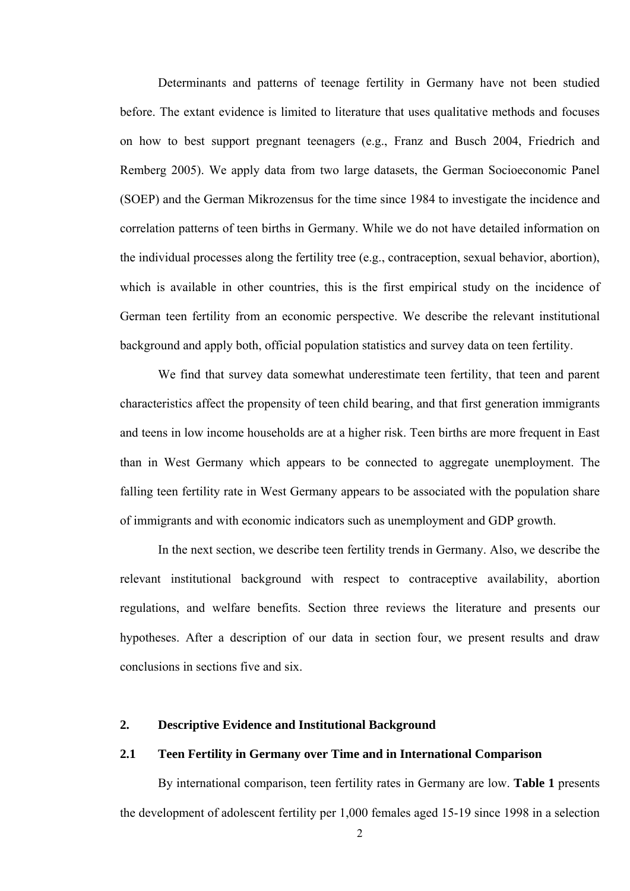Determinants and patterns of teenage fertility in Germany have not been studied before. The extant evidence is limited to literature that uses qualitative methods and focuses on how to best support pregnant teenagers (e.g., Franz and Busch 2004, Friedrich and Remberg 2005). We apply data from two large datasets, the German Socioeconomic Panel (SOEP) and the German Mikrozensus for the time since 1984 to investigate the incidence and correlation patterns of teen births in Germany. While we do not have detailed information on the individual processes along the fertility tree (e.g., contraception, sexual behavior, abortion), which is available in other countries, this is the first empirical study on the incidence of German teen fertility from an economic perspective. We describe the relevant institutional background and apply both, official population statistics and survey data on teen fertility.

We find that survey data somewhat underestimate teen fertility, that teen and parent characteristics affect the propensity of teen child bearing, and that first generation immigrants and teens in low income households are at a higher risk. Teen births are more frequent in East than in West Germany which appears to be connected to aggregate unemployment. The falling teen fertility rate in West Germany appears to be associated with the population share of immigrants and with economic indicators such as unemployment and GDP growth.

In the next section, we describe teen fertility trends in Germany. Also, we describe the relevant institutional background with respect to contraceptive availability, abortion regulations, and welfare benefits. Section three reviews the literature and presents our hypotheses. After a description of our data in section four, we present results and draw conclusions in sections five and six.

## 2. Descriptive Evidence and Institutional Background

### 2.1 Teen Fertility in Germany over Time and in International Comparison

By international comparison, teen fertility rates in Germany are low. **Table 1** presents the development of adolescent fertility per 1,000 females aged 15-19 since 1998 in a selection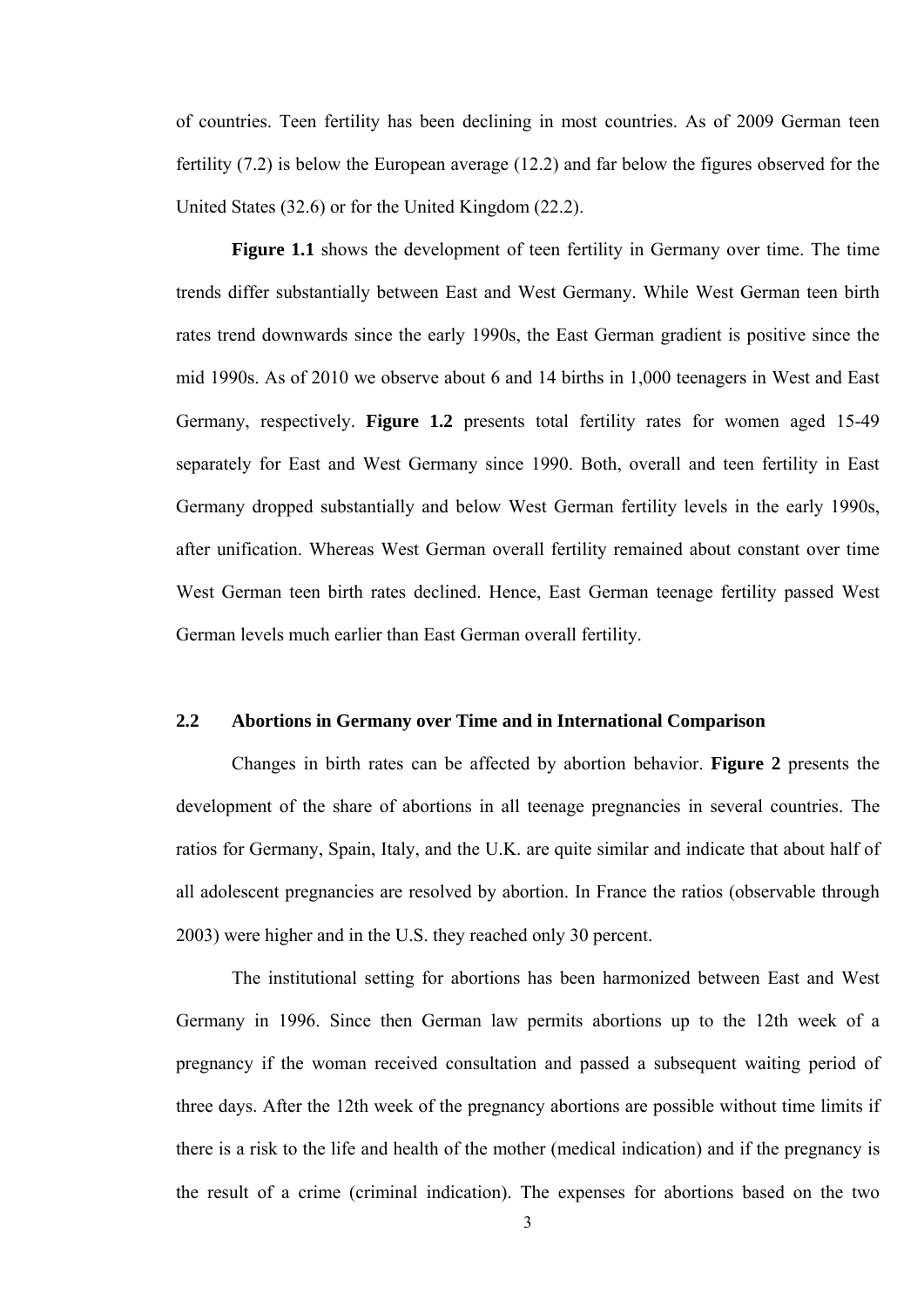of countries. Teen fertility has been declining in most countries. As of 2009 German teen fertility (7.2) is below the European average (12.2) and far below the figures observed for the United States (32.6) or for the United Kingdom (22.2).

**Figure 1.1** shows the development of teen fertility in Germany over time. The time trends differ substantially between East and West Germany. While West German teen birth rates trend downwards since the early 1990s, the East German gradient is positive since the mid 1990s. As of 2010 we observe about 6 and 14 births in 1,000 teenagers in West and East Germany, respectively. **Figure 1.2** presents total fertility rates for women aged 15-49 separately for East and West Germany since 1990. Both, overall and teen fertility in East Germany dropped substantially and below West German fertility levels in the early 1990s, after unification. Whereas West German overall fertility remained about constant over time West German teen birth rates declined. Hence, East German teenage fertility passed West German levels much earlier than East German overall fertility.

### 2.2 Abortions in Germany over Time and in International Comparison

Changes in birth rates can be affected by abortion behavior. **Figure 2** presents the development of the share of abortions in all teenage pregnancies in several countries. The ratios for Germany, Spain, Italy, and the U.K. are quite similar and indicate that about half of all adolescent pregnancies are resolved by abortion. In France the ratios (observable through 2003) were higher and in the U.S. they reached only 30 percent.

The institutional setting for abortions has been harmonized between East and West Germany in 1996. Since then German law permits abortions up to the 12th week of a pregnancy if the woman received consultation and passed a subsequent waiting period of three days. After the 12th week of the pregnancy abortions are possible without time limits if there is a risk to the life and health of the mother (medical indication) and if the pregnancy is the result of a crime (criminal indication). The expenses for abortions based on the two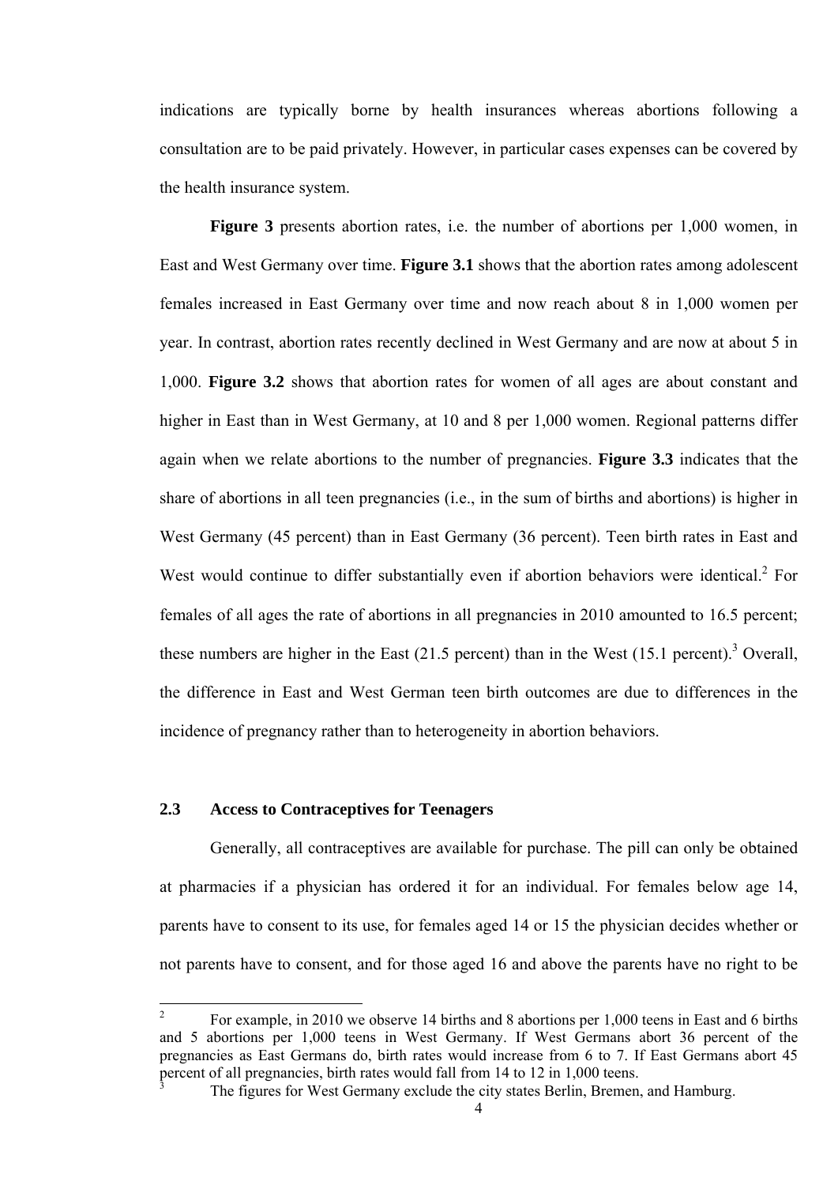indications are typically borne by health insurances whereas abortions following a consultation are to be paid privately. However, in particular cases expenses can be covered by the health insurance system.

**Figure 3** presents abortion rates, i.e. the number of abortions per 1,000 women, in East and West Germany over time. **Figure 3.1** shows that the abortion rates among adolescent females increased in East Germany over time and now reach about 8 in 1,000 women per year. In contrast, abortion rates recently declined in West Germany and are now at about 5 in 1,000. **Figure 3.2** shows that abortion rates for women of all ages are about constant and higher in East than in West Germany, at 10 and 8 per 1,000 women. Regional patterns differ again when we relate abortions to the number of pregnancies. **Figure 3.3** indicates that the share of abortions in all teen pregnancies (i.e., in the sum of births and abortions) is higher in West Germany (45 percent) than in East Germany (36 percent). Teen birth rates in East and West would continue to differ substantially even if abortion behaviors were identical.[2] For females of all ages the rate of abortions in all pregnancies in 2010 amounted to 16.5 percent; these numbers are higher in the East (21.5 percent) than in the West (15.1 percent).[3] Overall, the difference in East and West German teen birth outcomes are due to differences in the incidence of pregnancy rather than to heterogeneity in abortion behaviors.

### 2.3 Access to Contraceptives for Teenagers

Generally, all contraceptives are available for purchase. The pill can only be obtained at pharmacies if a physician has ordered it for an individual. For females below age 14, parents have to consent to its use, for females aged 14 or 15 the physician decides whether or not parents have to consent, and for those aged 16 and above the parents have no right to be

---

[2] For example, in 2010 we observe 14 births and 8 abortions per 1,000 teens in East and 6 births and 5 abortions per 1,000 teens in West Germany. If West Germans abort 36 percent of the pregnancies as East Germans do, birth rates would increase from 6 to 7. If East Germans abort 45 percent of all pregnancies, birth rates would fall from 14 to 12 in 1,000 teens.

[3] The figures for West Germany exclude the city states Berlin, Bremen, and Hamburg.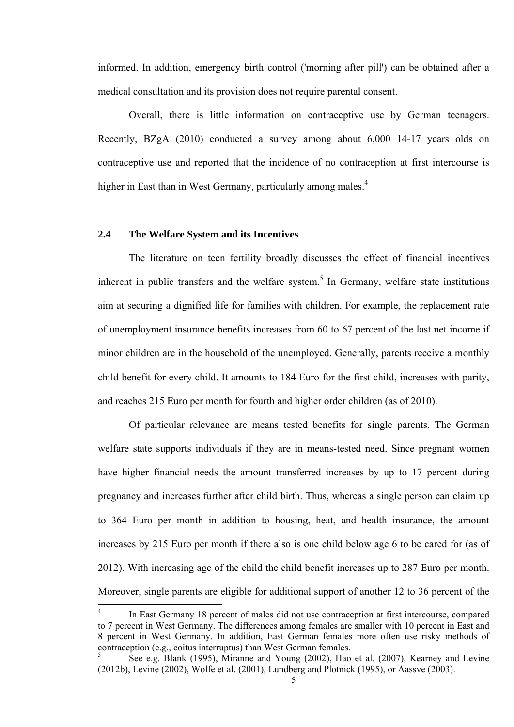informed. In addition, emergency birth control ('morning after pill') can be obtained after a medical consultation and its provision does not require parental consent.

Overall, there is little information on contraceptive use by German teenagers. Recently, BZgA (2010) conducted a survey among about 6,000 14-17 years olds on contraceptive use and reported that the incidence of no contraception at first intercourse is higher in East than in West Germany, particularly among males.[4]

### 2.4 The Welfare System and its Incentives

The literature on teen fertility broadly discusses the effect of financial incentives inherent in public transfers and the welfare system.[5] In Germany, welfare state institutions aim at securing a dignified life for families with children. For example, the replacement rate of unemployment insurance benefits increases from 60 to 67 percent of the last net income if minor children are in the household of the unemployed. Generally, parents receive a monthly child benefit for every child. It amounts to 184 Euro for the first child, increases with parity, and reaches 215 Euro per month for fourth and higher order children (as of 2010).

Of particular relevance are means tested benefits for single parents. The German welfare state supports individuals if they are in means-tested need. Since pregnant women have higher financial needs the amount transferred increases by up to 17 percent during pregnancy and increases further after child birth. Thus, whereas a single person can claim up to 364 Euro per month in addition to housing, heat, and health insurance, the amount increases by 215 Euro per month if there also is one child below age 6 to be cared for (as of 2012). With increasing age of the child the child benefit increases up to 287 Euro per month. Moreover, single parents are eligible for additional support of another 12 to 36 percent of the

---

[4] In East Germany 18 percent of males did not use contraception at first intercourse, compared to 7 percent in West Germany. The differences among females are smaller with 10 percent in East and 8 percent in West Germany. In addition, East German females more often use risky methods of contraception (e.g., coitus interruptus) than West German females.

[5] See e.g. Blank (1995), Miranne and Young (2002), Hao et al. (2007), Kearney and Levine (2012b), Levine (2002), Wolfe et al. (2001), Lundberg and Plotnick (1995), or Aassve (2003).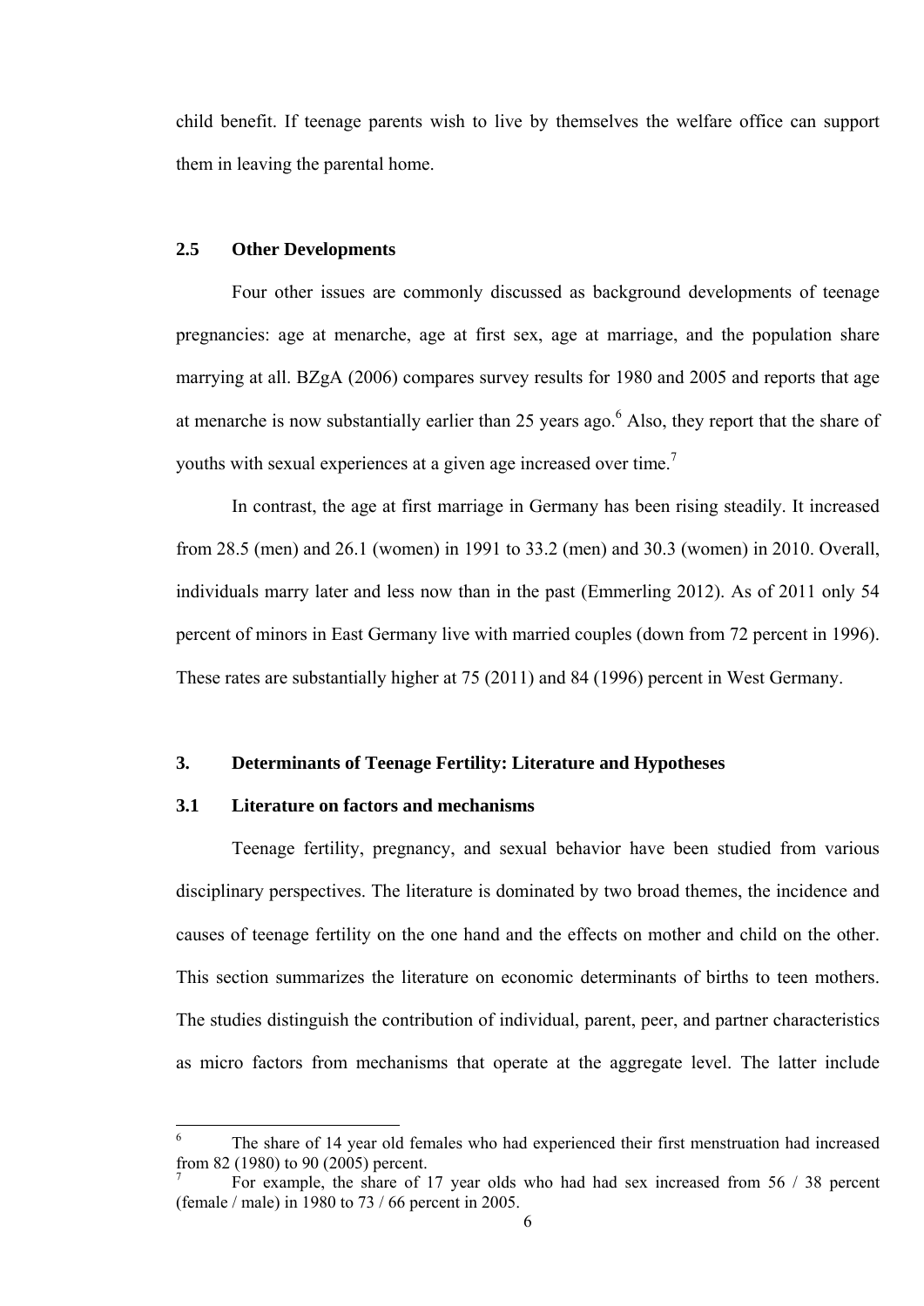child benefit. If teenage parents wish to live by themselves the welfare office can support them in leaving the parental home.

### 2.5 Other Developments

Four other issues are commonly discussed as background developments of teenage pregnancies: age at menarche, age at first sex, age at marriage, and the population share marrying at all. BZgA (2006) compares survey results for 1980 and 2005 and reports that age at menarche is now substantially earlier than 25 years ago.[6] Also, they report that the share of youths with sexual experiences at a given age increased over time.[7]

In contrast, the age at first marriage in Germany has been rising steadily. It increased from 28.5 (men) and 26.1 (women) in 1991 to 33.2 (men) and 30.3 (women) in 2010. Overall, individuals marry later and less now than in the past (Emmerling 2012). As of 2011 only 54 percent of minors in East Germany live with married couples (down from 72 percent in 1996). These rates are substantially higher at 75 (2011) and 84 (1996) percent in West Germany.

## 3. Determinants of Teenage Fertility: Literature and Hypotheses

### 3.1 Literature on factors and mechanisms

Teenage fertility, pregnancy, and sexual behavior have been studied from various disciplinary perspectives. The literature is dominated by two broad themes, the incidence and causes of teenage fertility on the one hand and the effects on mother and child on the other. This section summarizes the literature on economic determinants of births to teen mothers. The studies distinguish the contribution of individual, parent, peer, and partner characteristics as micro factors from mechanisms that operate at the aggregate level. The latter include

---

[6] The share of 14 year old females who had experienced their first menstruation had increased from 82 (1980) to 90 (2005) percent.

[7] For example, the share of 17 year olds who had had sex increased from 56 / 38 percent (female / male) in 1980 to 73 / 66 percent in 2005.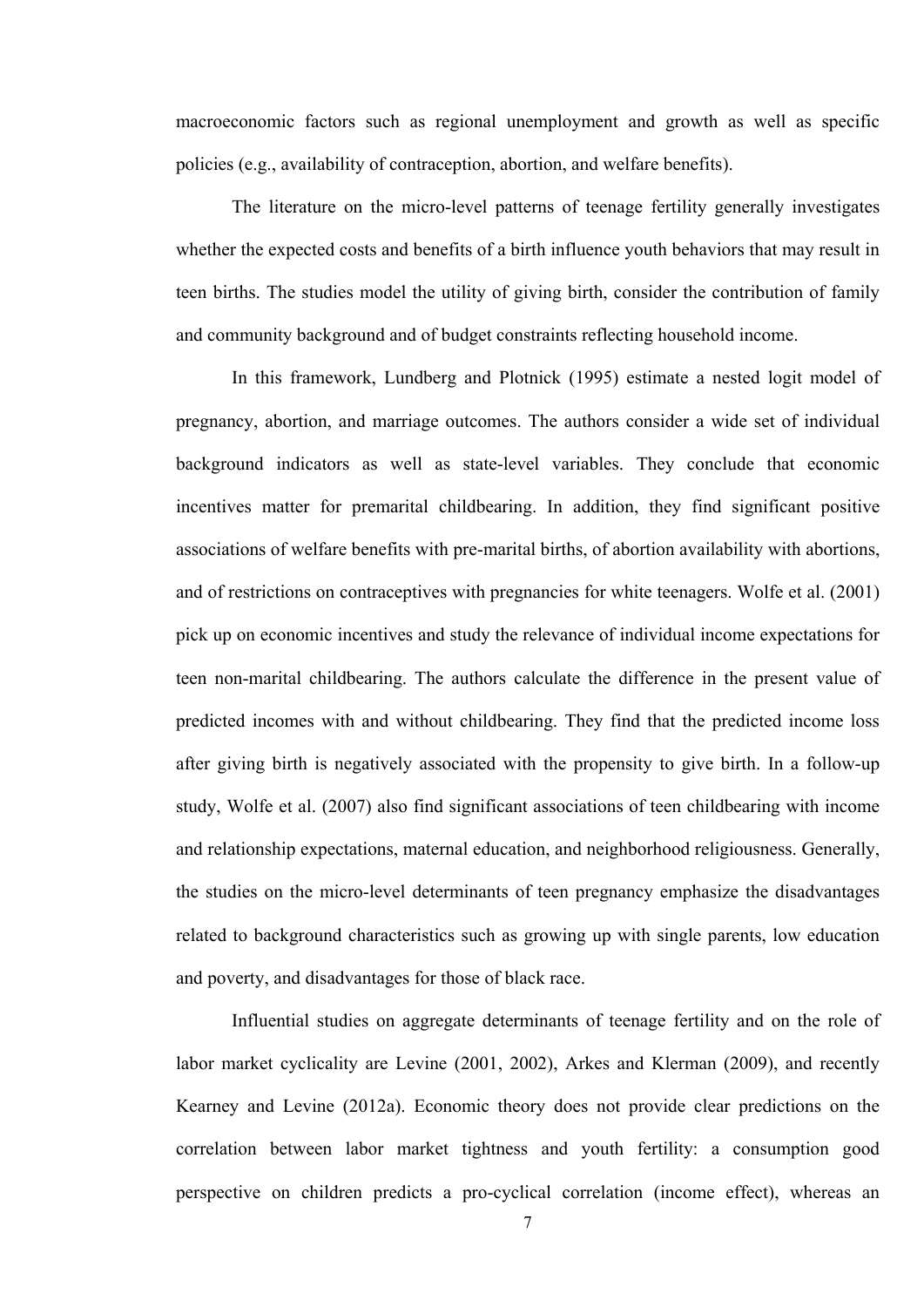macroeconomic factors such as regional unemployment and growth as well as specific policies (e.g., availability of contraception, abortion, and welfare benefits).

The literature on the micro-level patterns of teenage fertility generally investigates whether the expected costs and benefits of a birth influence youth behaviors that may result in teen births. The studies model the utility of giving birth, consider the contribution of family and community background and of budget constraints reflecting household income.

In this framework, Lundberg and Plotnick (1995) estimate a nested logit model of pregnancy, abortion, and marriage outcomes. The authors consider a wide set of individual background indicators as well as state-level variables. They conclude that economic incentives matter for premarital childbearing. In addition, they find significant positive associations of welfare benefits with pre-marital births, of abortion availability with abortions, and of restrictions on contraceptives with pregnancies for white teenagers. Wolfe et al. (2001) pick up on economic incentives and study the relevance of individual income expectations for teen non-marital childbearing. The authors calculate the difference in the present value of predicted incomes with and without childbearing. They find that the predicted income loss after giving birth is negatively associated with the propensity to give birth. In a follow-up study, Wolfe et al. (2007) also find significant associations of teen childbearing with income and relationship expectations, maternal education, and neighborhood religiousness. Generally, the studies on the micro-level determinants of teen pregnancy emphasize the disadvantages related to background characteristics such as growing up with single parents, low education and poverty, and disadvantages for those of black race.

Influential studies on aggregate determinants of teenage fertility and on the role of labor market cyclicality are Levine (2001, 2002), Arkes and Klerman (2009), and recently Kearney and Levine (2012a). Economic theory does not provide clear predictions on the correlation between labor market tightness and youth fertility: a consumption good perspective on children predicts a pro-cyclical correlation (income effect), whereas an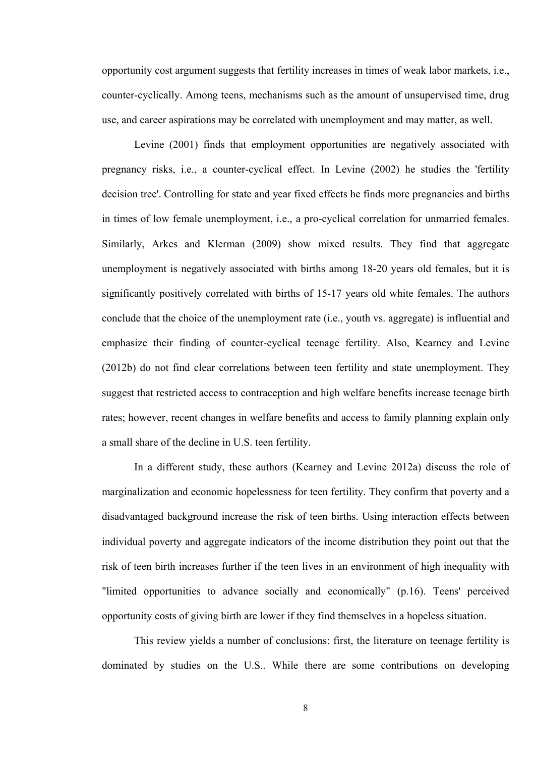opportunity cost argument suggests that fertility increases in times of weak labor markets, i.e., counter-cyclically. Among teens, mechanisms such as the amount of unsupervised time, drug use, and career aspirations may be correlated with unemployment and may matter, as well.

Levine (2001) finds that employment opportunities are negatively associated with pregnancy risks, i.e., a counter-cyclical effect. In Levine (2002) he studies the 'fertility decision tree'. Controlling for state and year fixed effects he finds more pregnancies and births in times of low female unemployment, i.e., a pro-cyclical correlation for unmarried females. Similarly, Arkes and Klerman (2009) show mixed results. They find that aggregate unemployment is negatively associated with births among 18-20 years old females, but it is significantly positively correlated with births of 15-17 years old white females. The authors conclude that the choice of the unemployment rate (i.e., youth vs. aggregate) is influential and emphasize their finding of counter-cyclical teenage fertility. Also, Kearney and Levine (2012b) do not find clear correlations between teen fertility and state unemployment. They suggest that restricted access to contraception and high welfare benefits increase teenage birth rates; however, recent changes in welfare benefits and access to family planning explain only a small share of the decline in U.S. teen fertility.

In a different study, these authors (Kearney and Levine 2012a) discuss the role of marginalization and economic hopelessness for teen fertility. They confirm that poverty and a disadvantaged background increase the risk of teen births. Using interaction effects between individual poverty and aggregate indicators of the income distribution they point out that the risk of teen birth increases further if the teen lives in an environment of high inequality with "limited opportunities to advance socially and economically" (p.16). Teens' perceived opportunity costs of giving birth are lower if they find themselves in a hopeless situation.

This review yields a number of conclusions: first, the literature on teenage fertility is dominated by studies on the U.S.. While there are some contributions on developing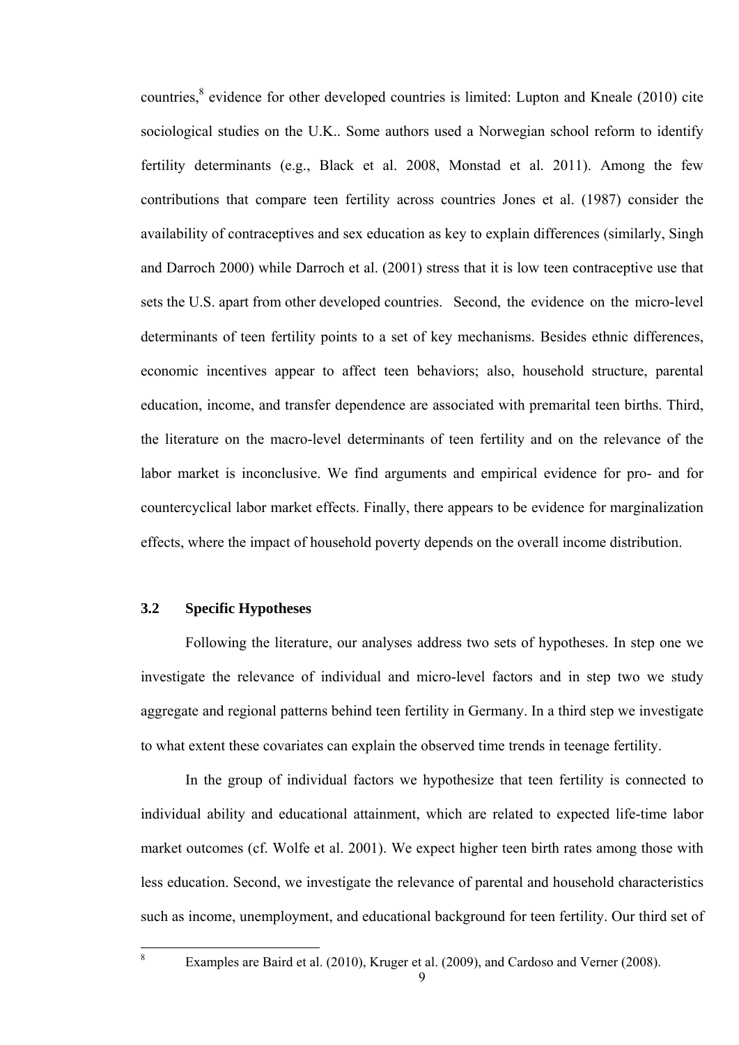countries,[8] evidence for other developed countries is limited: Lupton and Kneale (2010) cite sociological studies on the U.K.. Some authors used a Norwegian school reform to identify fertility determinants (e.g., Black et al. 2008, Monstad et al. 2011). Among the few contributions that compare teen fertility across countries Jones et al. (1987) consider the availability of contraceptives and sex education as key to explain differences (similarly, Singh and Darroch 2000) while Darroch et al. (2001) stress that it is low teen contraceptive use that sets the U.S. apart from other developed countries. Second, the evidence on the micro-level determinants of teen fertility points to a set of key mechanisms. Besides ethnic differences, economic incentives appear to affect teen behaviors; also, household structure, parental education, income, and transfer dependence are associated with premarital teen births. Third, the literature on the macro-level determinants of teen fertility and on the relevance of the labor market is inconclusive. We find arguments and empirical evidence for pro- and for countercyclical labor market effects. Finally, there appears to be evidence for marginalization effects, where the impact of household poverty depends on the overall income distribution.

### 3.2 Specific Hypotheses

Following the literature, our analyses address two sets of hypotheses. In step one we investigate the relevance of individual and micro-level factors and in step two we study aggregate and regional patterns behind teen fertility in Germany. In a third step we investigate to what extent these covariates can explain the observed time trends in teenage fertility.

In the group of individual factors we hypothesize that teen fertility is connected to individual ability and educational attainment, which are related to expected life-time labor market outcomes (cf. Wolfe et al. 2001). We expect higher teen birth rates among those with less education. Second, we investigate the relevance of parental and household characteristics such as income, unemployment, and educational background for teen fertility. Our third set of

[8] Examples are Baird et al. (2010), Kruger et al. (2009), and Cardoso and Verner (2008).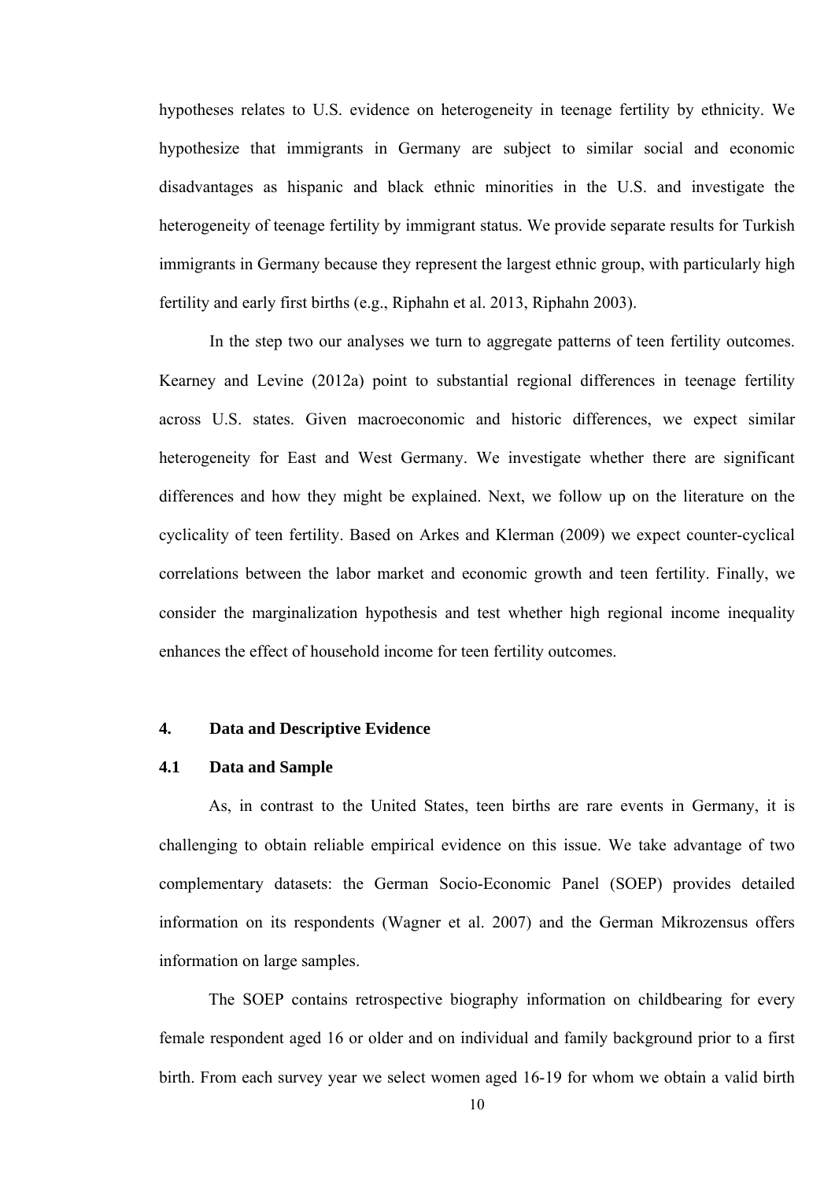hypotheses relates to U.S. evidence on heterogeneity in teenage fertility by ethnicity. We hypothesize that immigrants in Germany are subject to similar social and economic disadvantages as hispanic and black ethnic minorities in the U.S. and investigate the heterogeneity of teenage fertility by immigrant status. We provide separate results for Turkish immigrants in Germany because they represent the largest ethnic group, with particularly high fertility and early first births (e.g., Riphahn et al. 2013, Riphahn 2003).

In the step two our analyses we turn to aggregate patterns of teen fertility outcomes. Kearney and Levine (2012a) point to substantial regional differences in teenage fertility across U.S. states. Given macroeconomic and historic differences, we expect similar heterogeneity for East and West Germany. We investigate whether there are significant differences and how they might be explained. Next, we follow up on the literature on the cyclicality of teen fertility. Based on Arkes and Klerman (2009) we expect counter-cyclical correlations between the labor market and economic growth and teen fertility. Finally, we consider the marginalization hypothesis and test whether high regional income inequality enhances the effect of household income for teen fertility outcomes.

## 4. Data and Descriptive Evidence

### 4.1 Data and Sample

As, in contrast to the United States, teen births are rare events in Germany, it is challenging to obtain reliable empirical evidence on this issue. We take advantage of two complementary datasets: the German Socio-Economic Panel (SOEP) provides detailed information on its respondents (Wagner et al. 2007) and the German Mikrozensus offers information on large samples.

The SOEP contains retrospective biography information on childbearing for every female respondent aged 16 or older and on individual and family background prior to a first birth. From each survey year we select women aged 16-19 for whom we obtain a valid birth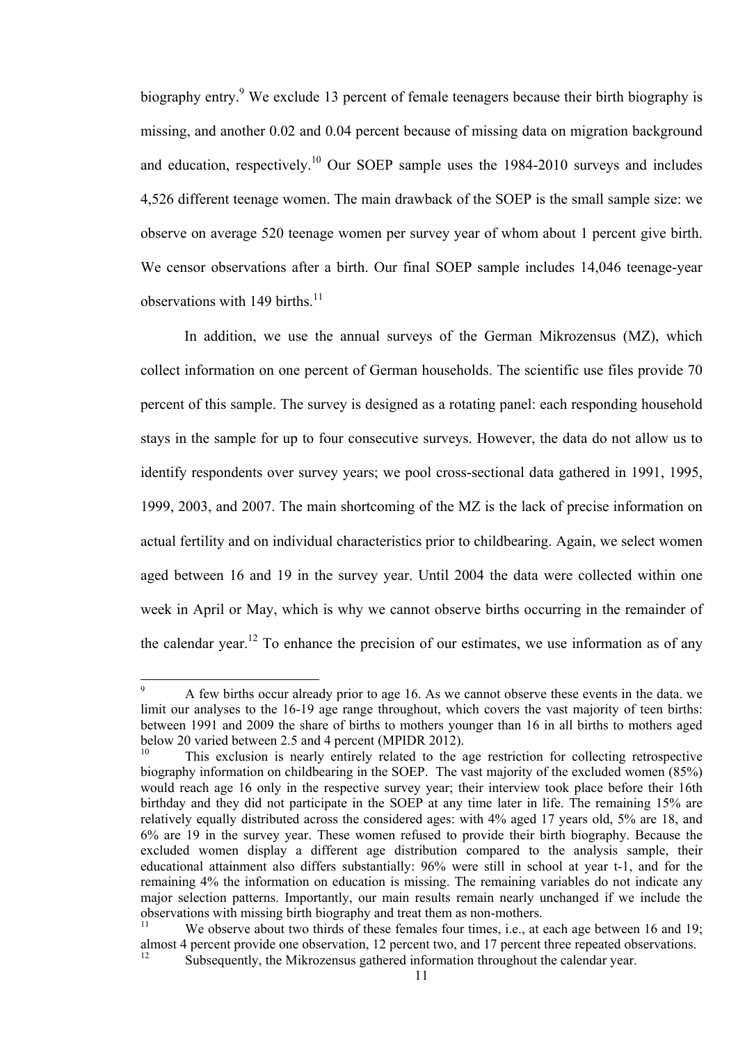biography entry.[9] We exclude 13 percent of female teenagers because their birth biography is missing, and another 0.02 and 0.04 percent because of missing data on migration background and education, respectively.[10] Our SOEP sample uses the 1984-2010 surveys and includes 4,526 different teenage women. The main drawback of the SOEP is the small sample size: we observe on average 520 teenage women per survey year of whom about 1 percent give birth. We censor observations after a birth. Our final SOEP sample includes 14,046 teenage-year observations with 149 births.[11]

In addition, we use the annual surveys of the German Mikrozensus (MZ), which collect information on one percent of German households. The scientific use files provide 70 percent of this sample. The survey is designed as a rotating panel: each responding household stays in the sample for up to four consecutive surveys. However, the data do not allow us to identify respondents over survey years; we pool cross-sectional data gathered in 1991, 1995, 1999, 2003, and 2007. The main shortcoming of the MZ is the lack of precise information on actual fertility and on individual characteristics prior to childbearing. Again, we select women aged between 16 and 19 in the survey year. Until 2004 the data were collected within one week in April or May, which is why we cannot observe births occurring in the remainder of the calendar year.[12] To enhance the precision of our estimates, we use information as of any

---

[9] A few births occur already prior to age 16. As we cannot observe these events in the data. we limit our analyses to the 16-19 age range throughout, which covers the vast majority of teen births: between 1991 and 2009 the share of births to mothers younger than 16 in all births to mothers aged below 20 varied between 2.5 and 4 percent (MPIDR 2012).

[10] This exclusion is nearly entirely related to the age restriction for collecting retrospective biography information on childbearing in the SOEP. The vast majority of the excluded women (85%) would reach age 16 only in the respective survey year; their interview took place before their 16th birthday and they did not participate in the SOEP at any time later in life. The remaining 15% are relatively equally distributed across the considered ages: with 4% aged 17 years old, 5% are 18, and 6% are 19 in the survey year. These women refused to provide their birth biography. Because the excluded women display a different age distribution compared to the analysis sample, their educational attainment also differs substantially: 96% were still in school at year t-1, and for the remaining 4% the information on education is missing. The remaining variables do not indicate any major selection patterns. Importantly, our main results remain nearly unchanged if we include the observations with missing birth biography and treat them as non-mothers.

[11] We observe about two thirds of these females four times, i.e., at each age between 16 and 19; almost 4 percent provide one observation, 12 percent two, and 17 percent three repeated observations.

[12] Subsequently, the Mikrozensus gathered information throughout the calendar year.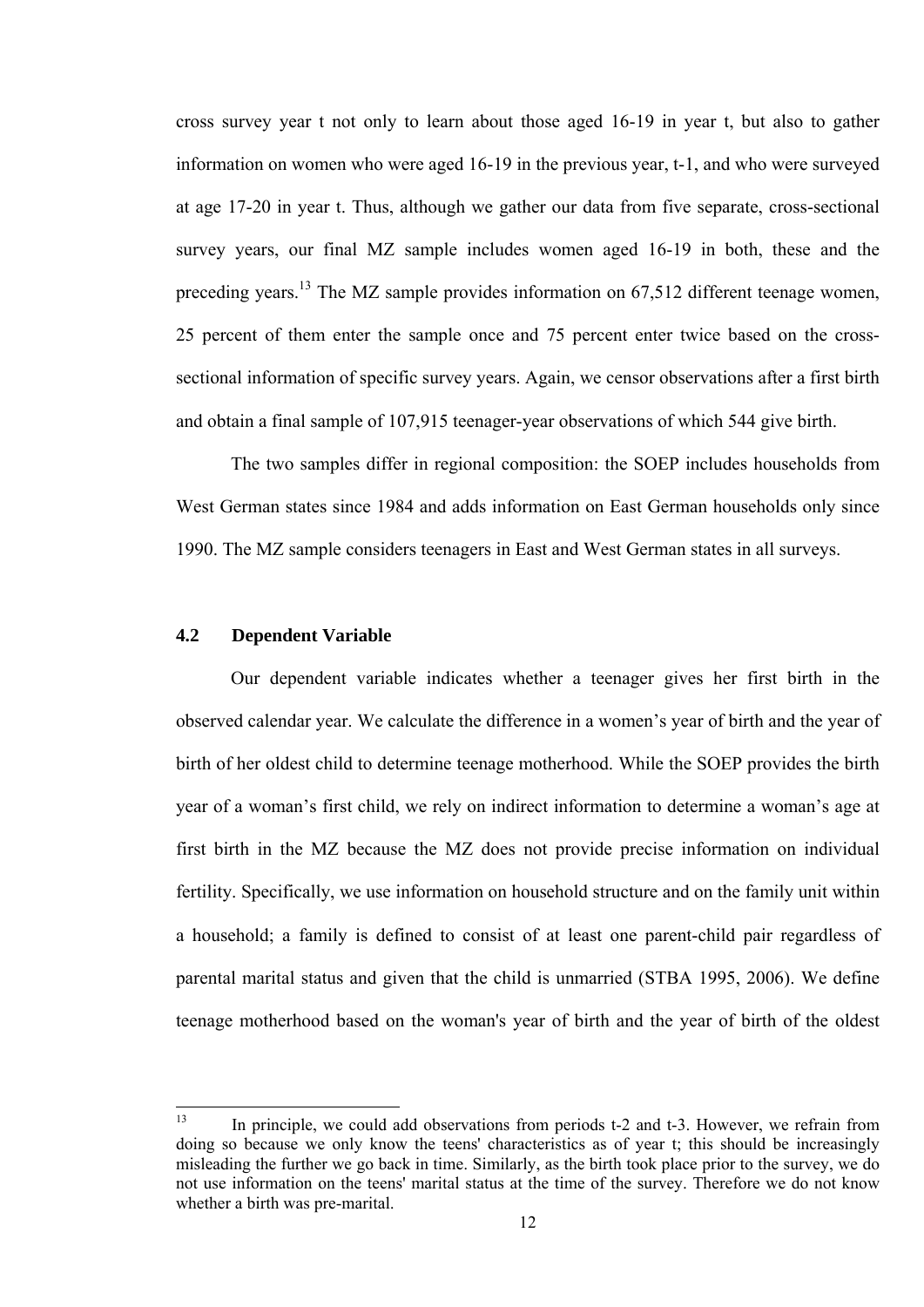cross survey year t not only to learn about those aged 16-19 in year t, but also to gather information on women who were aged 16-19 in the previous year, t-1, and who were surveyed at age 17-20 in year t. Thus, although we gather our data from five separate, cross-sectional survey years, our final MZ sample includes women aged 16-19 in both, these and the preceding years.[13] The MZ sample provides information on 67,512 different teenage women, 25 percent of them enter the sample once and 75 percent enter twice based on the cross-sectional information of specific survey years. Again, we censor observations after a first birth and obtain a final sample of 107,915 teenager-year observations of which 544 give birth.

The two samples differ in regional composition: the SOEP includes households from West German states since 1984 and adds information on East German households only since 1990. The MZ sample considers teenagers in East and West German states in all surveys.

### 4.2 Dependent Variable

Our dependent variable indicates whether a teenager gives her first birth in the observed calendar year. We calculate the difference in a women's year of birth and the year of birth of her oldest child to determine teenage motherhood. While the SOEP provides the birth year of a woman's first child, we rely on indirect information to determine a woman's age at first birth in the MZ because the MZ does not provide precise information on individual fertility. Specifically, we use information on household structure and on the family unit within a household; a family is defined to consist of at least one parent-child pair regardless of parental marital status and given that the child is unmarried (STBA 1995, 2006). We define teenage motherhood based on the woman's year of birth and the year of birth of the oldest

---

[13] In principle, we could add observations from periods t-2 and t-3. However, we refrain from doing so because we only know the teens' characteristics as of year t; this should be increasingly misleading the further we go back in time. Similarly, as the birth took place prior to the survey, we do not use information on the teens' marital status at the time of the survey. Therefore we do not know whether a birth was pre-marital.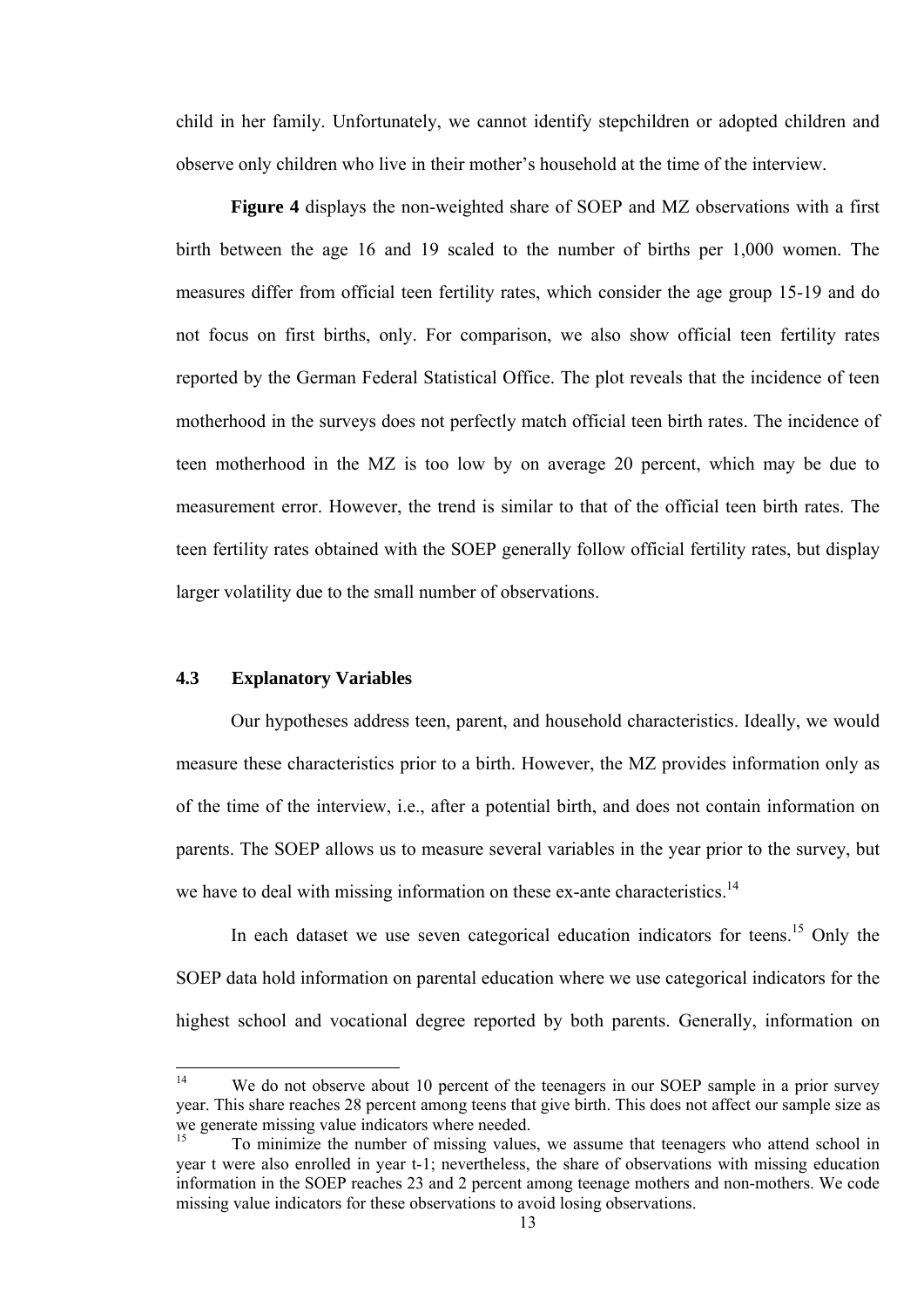child in her family. Unfortunately, we cannot identify stepchildren or adopted children and observe only children who live in their mother's household at the time of the interview.

**Figure 4** displays the non-weighted share of SOEP and MZ observations with a first birth between the age 16 and 19 scaled to the number of births per 1,000 women. The measures differ from official teen fertility rates, which consider the age group 15-19 and do not focus on first births, only. For comparison, we also show official teen fertility rates reported by the German Federal Statistical Office. The plot reveals that the incidence of teen motherhood in the surveys does not perfectly match official teen birth rates. The incidence of teen motherhood in the MZ is too low by on average 20 percent, which may be due to measurement error. However, the trend is similar to that of the official teen birth rates. The teen fertility rates obtained with the SOEP generally follow official fertility rates, but display larger volatility due to the small number of observations.

### 4.3 Explanatory Variables

Our hypotheses address teen, parent, and household characteristics. Ideally, we would measure these characteristics prior to a birth. However, the MZ provides information only as of the time of the interview, i.e., after a potential birth, and does not contain information on parents. The SOEP allows us to measure several variables in the year prior to the survey, but we have to deal with missing information on these ex-ante characteristics.[14]

In each dataset we use seven categorical education indicators for teens.[15] Only the SOEP data hold information on parental education where we use categorical indicators for the highest school and vocational degree reported by both parents. Generally, information on

---

[14] We do not observe about 10 percent of the teenagers in our SOEP sample in a prior survey year. This share reaches 28 percent among teens that give birth. This does not affect our sample size as we generate missing value indicators where needed.

[15] To minimize the number of missing values, we assume that teenagers who attend school in year t were also enrolled in year t-1; nevertheless, the share of observations with missing education information in the SOEP reaches 23 and 2 percent among teenage mothers and non-mothers. We code missing value indicators for these observations to avoid losing observations.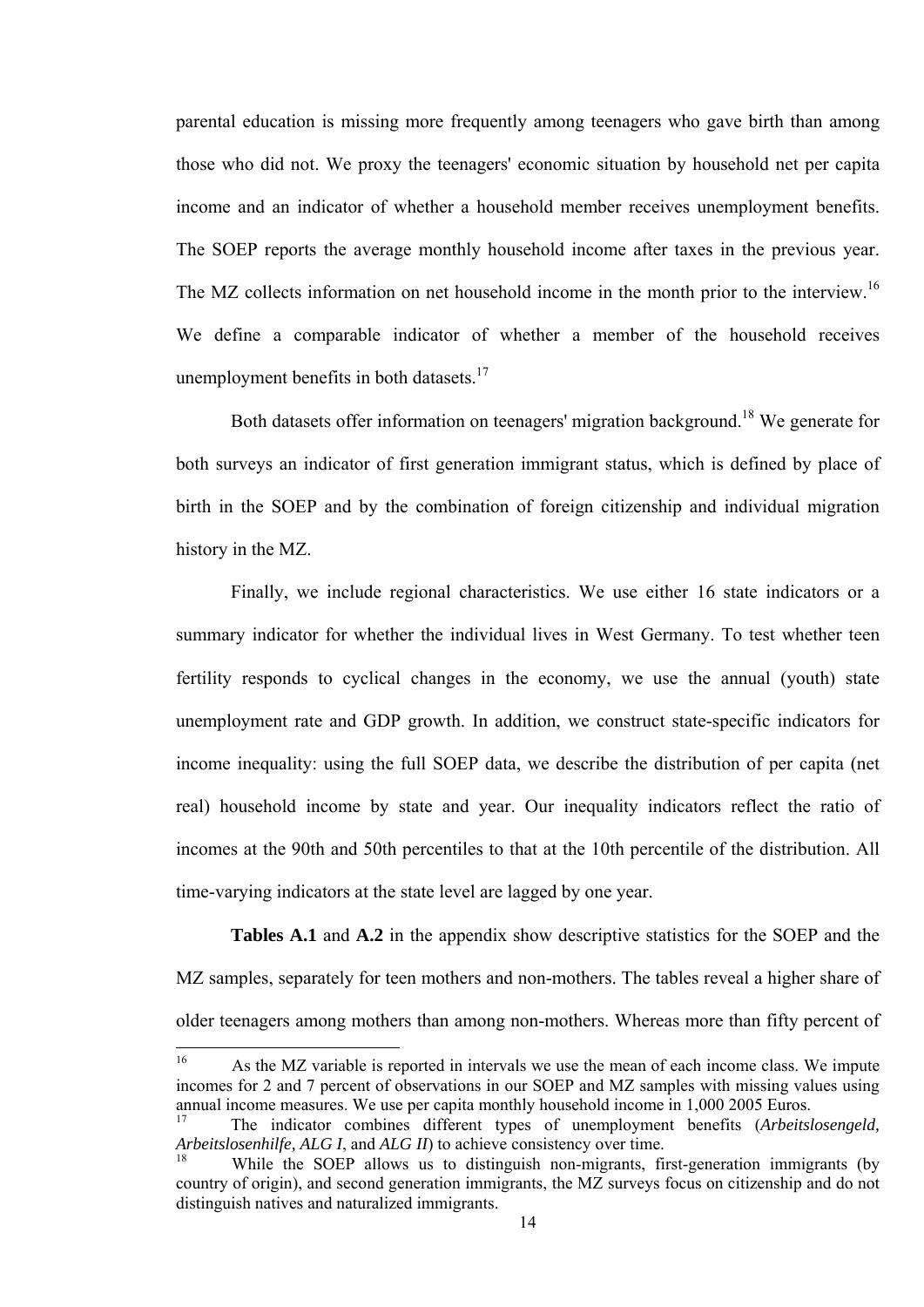parental education is missing more frequently among teenagers who gave birth than among those who did not. We proxy the teenagers' economic situation by household net per capita income and an indicator of whether a household member receives unemployment benefits. The SOEP reports the average monthly household income after taxes in the previous year. The MZ collects information on net household income in the month prior to the interview.[16] We define a comparable indicator of whether a member of the household receives unemployment benefits in both datasets.[17]

Both datasets offer information on teenagers' migration background.[18] We generate for both surveys an indicator of first generation immigrant status, which is defined by place of birth in the SOEP and by the combination of foreign citizenship and individual migration history in the MZ.

Finally, we include regional characteristics. We use either 16 state indicators or a summary indicator for whether the individual lives in West Germany. To test whether teen fertility responds to cyclical changes in the economy, we use the annual (youth) state unemployment rate and GDP growth. In addition, we construct state-specific indicators for income inequality: using the full SOEP data, we describe the distribution of per capita (net real) household income by state and year. Our inequality indicators reflect the ratio of incomes at the 90th and 50th percentiles to that at the 10th percentile of the distribution. All time-varying indicators at the state level are lagged by one year.

**Tables A.1** and **A.2** in the appendix show descriptive statistics for the SOEP and the MZ samples, separately for teen mothers and non-mothers. The tables reveal a higher share of older teenagers among mothers than among non-mothers. Whereas more than fifty percent of

---

[16] As the MZ variable is reported in intervals we use the mean of each income class. We impute incomes for 2 and 7 percent of observations in our SOEP and MZ samples with missing values using annual income measures. We use per capita monthly household income in 1,000 2005 Euros.

[17] The indicator combines different types of unemployment benefits (*Arbeitslosengeld, Arbeitslosenhilfe, ALG I*, and *ALG II*) to achieve consistency over time.

[18] While the SOEP allows us to distinguish non-migrants, first-generation immigrants (by country of origin), and second generation immigrants, the MZ surveys focus on citizenship and do not distinguish natives and naturalized immigrants.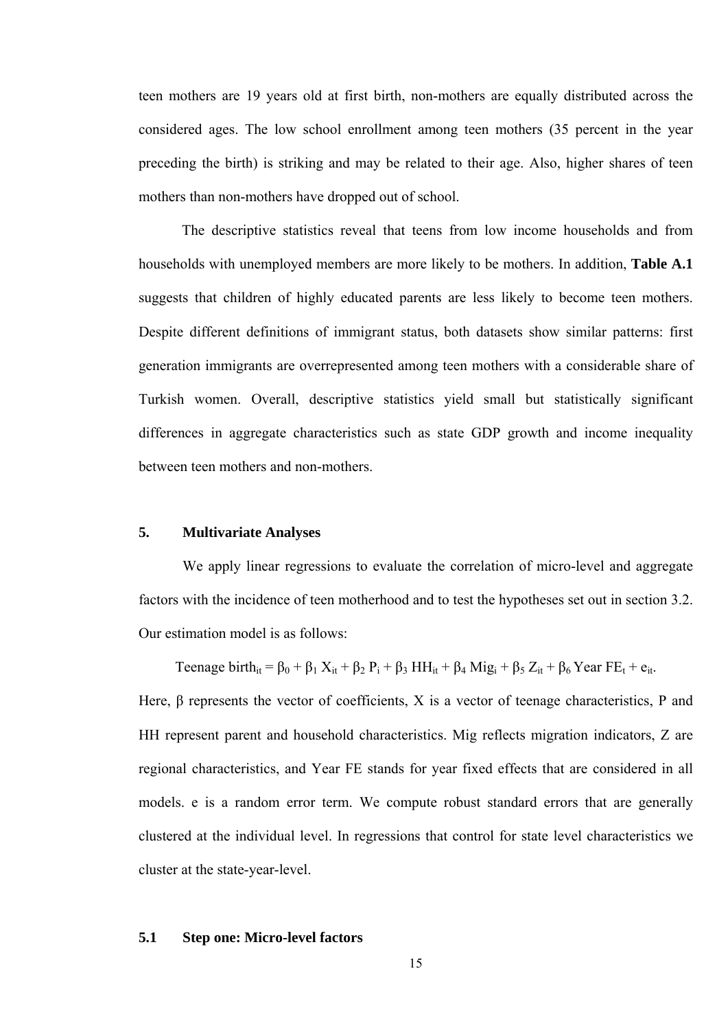teen mothers are 19 years old at first birth, non-mothers are equally distributed across the considered ages. The low school enrollment among teen mothers (35 percent in the year preceding the birth) is striking and may be related to their age. Also, higher shares of teen mothers than non-mothers have dropped out of school.

The descriptive statistics reveal that teens from low income households and from households with unemployed members are more likely to be mothers. In addition, **Table A.1** suggests that children of highly educated parents are less likely to become teen mothers. Despite different definitions of immigrant status, both datasets show similar patterns: first generation immigrants are overrepresented among teen mothers with a considerable share of Turkish women. Overall, descriptive statistics yield small but statistically significant differences in aggregate characteristics such as state GDP growth and income inequality between teen mothers and non-mothers.

## 5. Multivariate Analyses

We apply linear regressions to evaluate the correlation of micro-level and aggregate factors with the incidence of teen motherhood and to test the hypotheses set out in section 3.2. Our estimation model is as follows:

$$\text{Teenage birth}_{it} = \beta_0 + \beta_1 X_{it} + \beta_2 P_i + \beta_3 HH_{it} + \beta_4 Mig_i + \beta_5 Z_{it} + \beta_6 \text{Year FE}_t + e_{it}.$$

Here, $\beta$ represents the vector of coefficients, X is a vector of teenage characteristics, P and HH represent parent and household characteristics. Mig reflects migration indicators, Z are regional characteristics, and Year FE stands for year fixed effects that are considered in all models. e is a random error term. We compute robust standard errors that are generally clustered at the individual level. In regressions that control for state level characteristics we cluster at the state-year-level.

### 5.1 Step one: Micro-level factors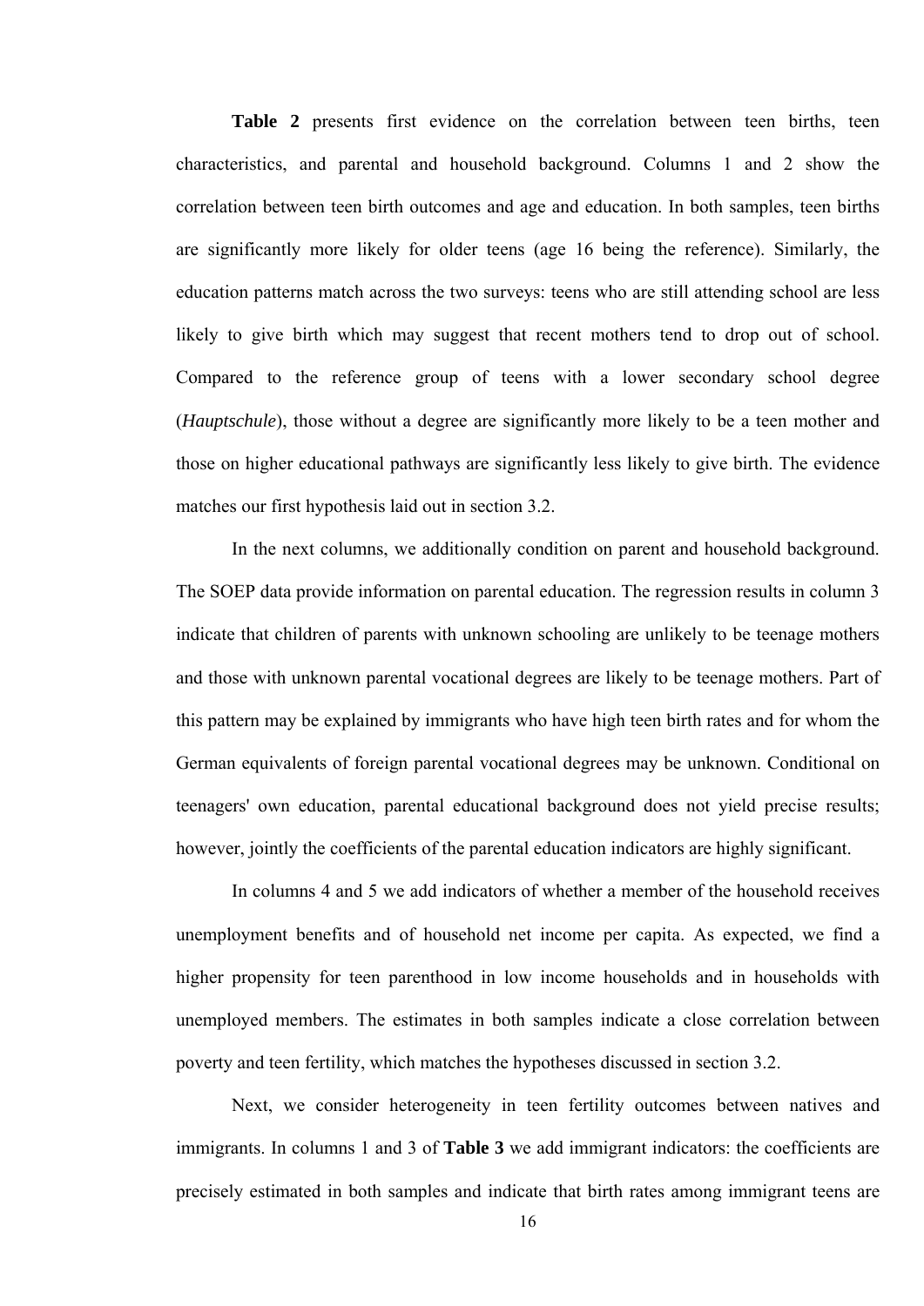**Table 2** presents first evidence on the correlation between teen births, teen characteristics, and parental and household background. Columns 1 and 2 show the correlation between teen birth outcomes and age and education. In both samples, teen births are significantly more likely for older teens (age 16 being the reference). Similarly, the education patterns match across the two surveys: teens who are still attending school are less likely to give birth which may suggest that recent mothers tend to drop out of school. Compared to the reference group of teens with a lower secondary school degree (*Hauptschule*), those without a degree are significantly more likely to be a teen mother and those on higher educational pathways are significantly less likely to give birth. The evidence matches our first hypothesis laid out in section 3.2.

In the next columns, we additionally condition on parent and household background. The SOEP data provide information on parental education. The regression results in column 3 indicate that children of parents with unknown schooling are unlikely to be teenage mothers and those with unknown parental vocational degrees are likely to be teenage mothers. Part of this pattern may be explained by immigrants who have high teen birth rates and for whom the German equivalents of foreign parental vocational degrees may be unknown. Conditional on teenagers' own education, parental educational background does not yield precise results; however, jointly the coefficients of the parental education indicators are highly significant.

In columns 4 and 5 we add indicators of whether a member of the household receives unemployment benefits and of household net income per capita. As expected, we find a higher propensity for teen parenthood in low income households and in households with unemployed members. The estimates in both samples indicate a close correlation between poverty and teen fertility, which matches the hypotheses discussed in section 3.2.

Next, we consider heterogeneity in teen fertility outcomes between natives and immigrants. In columns 1 and 3 of **Table 3** we add immigrant indicators: the coefficients are precisely estimated in both samples and indicate that birth rates among immigrant teens are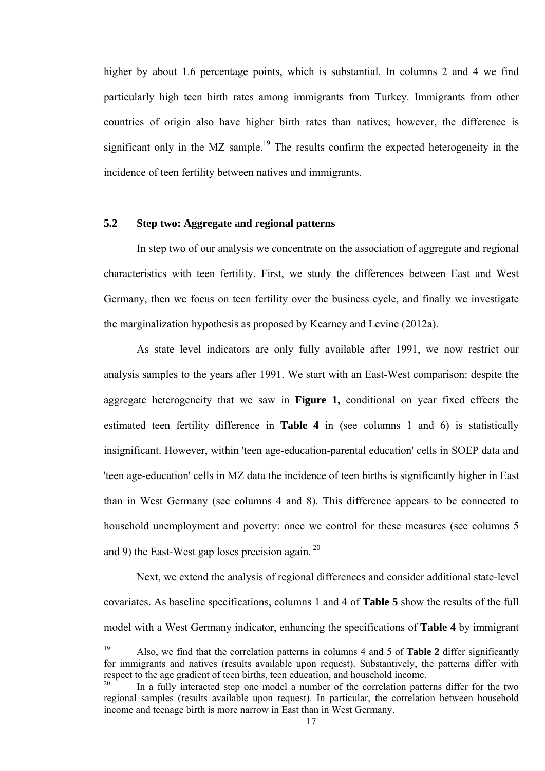higher by about 1.6 percentage points, which is substantial. In columns 2 and 4 we find particularly high teen birth rates among immigrants from Turkey. Immigrants from other countries of origin also have higher birth rates than natives; however, the difference is significant only in the MZ sample.[19] The results confirm the expected heterogeneity in the incidence of teen fertility between natives and immigrants.

### 5.2 Step two: Aggregate and regional patterns

In step two of our analysis we concentrate on the association of aggregate and regional characteristics with teen fertility. First, we study the differences between East and West Germany, then we focus on teen fertility over the business cycle, and finally we investigate the marginalization hypothesis as proposed by Kearney and Levine (2012a).

As state level indicators are only fully available after 1991, we now restrict our analysis samples to the years after 1991. We start with an East-West comparison: despite the aggregate heterogeneity that we saw in **Figure 1,** conditional on year fixed effects the estimated teen fertility difference in **Table 4** in (see columns 1 and 6) is statistically insignificant. However, within 'teen age-education-parental education' cells in SOEP data and 'teen age-education' cells in MZ data the incidence of teen births is significantly higher in East than in West Germany (see columns 4 and 8). This difference appears to be connected to household unemployment and poverty: once we control for these measures (see columns 5 and 9) the East-West gap loses precision again. [20]

Next, we extend the analysis of regional differences and consider additional state-level covariates. As baseline specifications, columns 1 and 4 of **Table 5** show the results of the full model with a West Germany indicator, enhancing the specifications of **Table 4** by immigrant

---

[19] Also, we find that the correlation patterns in columns 4 and 5 of **Table 2** differ significantly for immigrants and natives (results available upon request). Substantively, the patterns differ with respect to the age gradient of teen births, teen education, and household income.

[20] In a fully interacted step one model a number of the correlation patterns differ for the two regional samples (results available upon request). In particular, the correlation between household income and teenage birth is more narrow in East than in West Germany.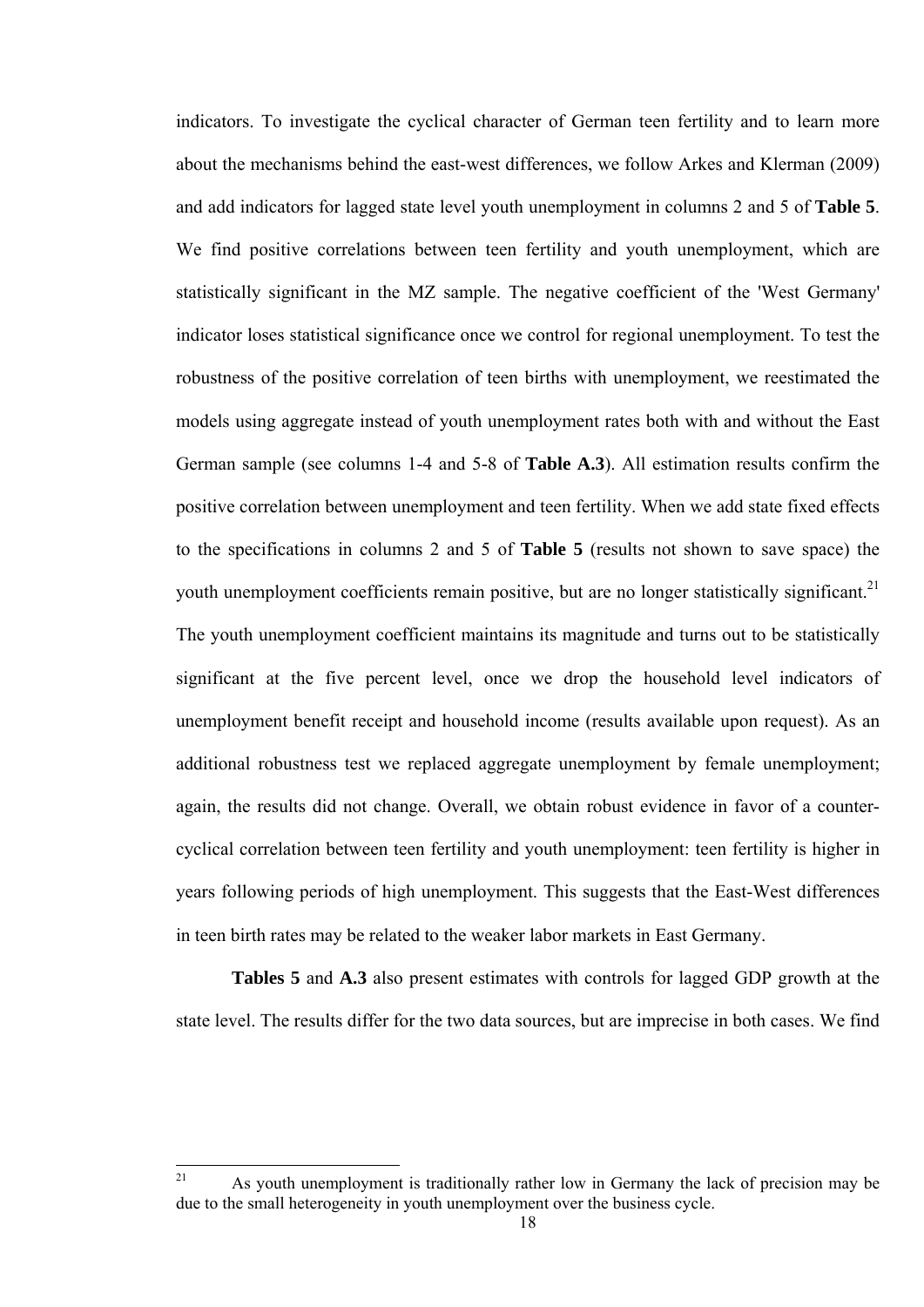indicators. To investigate the cyclical character of German teen fertility and to learn more about the mechanisms behind the east-west differences, we follow Arkes and Klerman (2009) and add indicators for lagged state level youth unemployment in columns 2 and 5 of **Table 5**. We find positive correlations between teen fertility and youth unemployment, which are statistically significant in the MZ sample. The negative coefficient of the 'West Germany' indicator loses statistical significance once we control for regional unemployment. To test the robustness of the positive correlation of teen births with unemployment, we reestimated the models using aggregate instead of youth unemployment rates both with and without the East German sample (see columns 1-4 and 5-8 of **Table A.3**). All estimation results confirm the positive correlation between unemployment and teen fertility. When we add state fixed effects to the specifications in columns 2 and 5 of **Table 5** (results not shown to save space) the youth unemployment coefficients remain positive, but are no longer statistically significant.[21] The youth unemployment coefficient maintains its magnitude and turns out to be statistically significant at the five percent level, once we drop the household level indicators of unemployment benefit receipt and household income (results available upon request). As an additional robustness test we replaced aggregate unemployment by female unemployment; again, the results did not change. Overall, we obtain robust evidence in favor of a counter-cyclical correlation between teen fertility and youth unemployment: teen fertility is higher in years following periods of high unemployment. This suggests that the East-West differences in teen birth rates may be related to the weaker labor markets in East Germany.

**Tables 5** and **A.3** also present estimates with controls for lagged GDP growth at the state level. The results differ for the two data sources, but are imprecise in both cases. We find

---

[21] As youth unemployment is traditionally rather low in Germany the lack of precision may be due to the small heterogeneity in youth unemployment over the business cycle.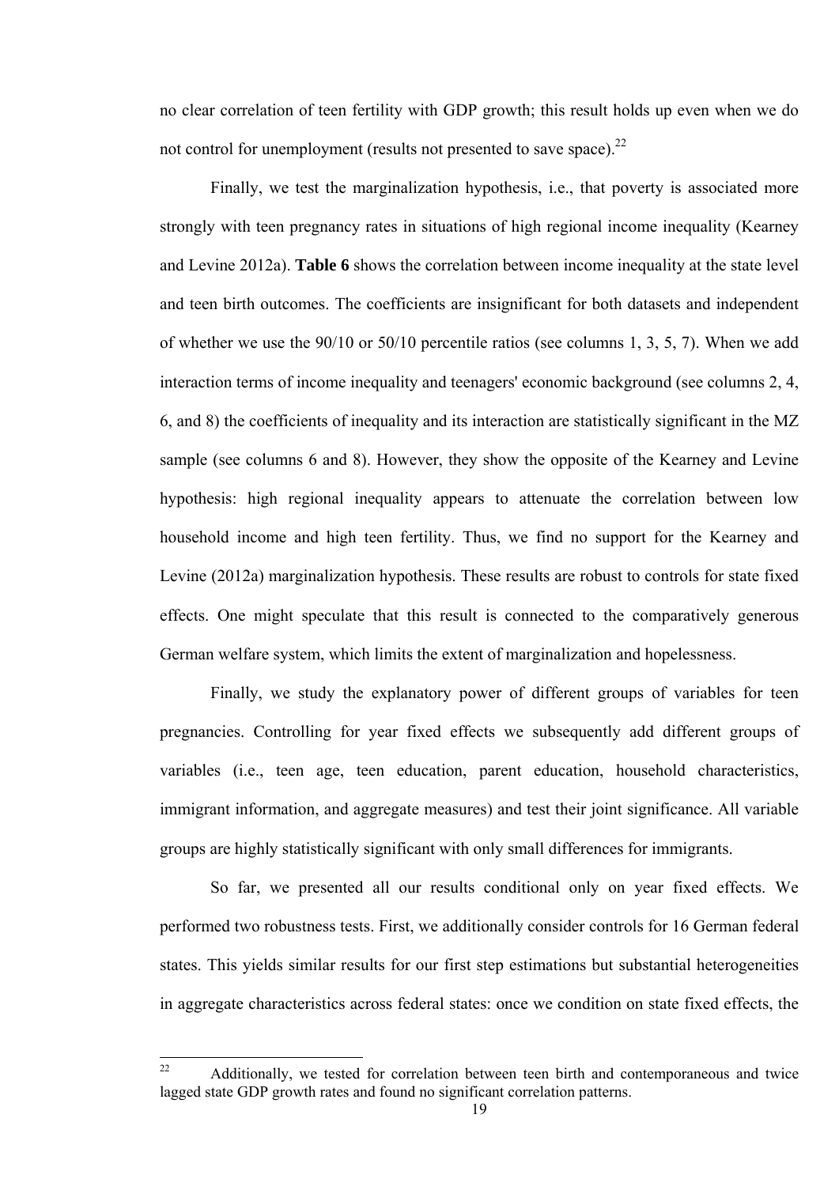no clear correlation of teen fertility with GDP growth; this result holds up even when we do not control for unemployment (results not presented to save space).[22]

Finally, we test the marginalization hypothesis, i.e., that poverty is associated more strongly with teen pregnancy rates in situations of high regional income inequality (Kearney and Levine 2012a). **Table 6** shows the correlation between income inequality at the state level and teen birth outcomes. The coefficients are insignificant for both datasets and independent of whether we use the 90/10 or 50/10 percentile ratios (see columns 1, 3, 5, 7). When we add interaction terms of income inequality and teenagers' economic background (see columns 2, 4, 6, and 8) the coefficients of inequality and its interaction are statistically significant in the MZ sample (see columns 6 and 8). However, they show the opposite of the Kearney and Levine hypothesis: high regional inequality appears to attenuate the correlation between low household income and high teen fertility. Thus, we find no support for the Kearney and Levine (2012a) marginalization hypothesis. These results are robust to controls for state fixed effects. One might speculate that this result is connected to the comparatively generous German welfare system, which limits the extent of marginalization and hopelessness.

Finally, we study the explanatory power of different groups of variables for teen pregnancies. Controlling for year fixed effects we subsequently add different groups of variables (i.e., teen age, teen education, parent education, household characteristics, immigrant information, and aggregate measures) and test their joint significance. All variable groups are highly statistically significant with only small differences for immigrants.

So far, we presented all our results conditional only on year fixed effects. We performed two robustness tests. First, we additionally consider controls for 16 German federal states. This yields similar results for our first step estimations but substantial heterogeneities in aggregate characteristics across federal states: once we condition on state fixed effects, the

[22] Additionally, we tested for correlation between teen birth and contemporaneous and twice lagged state GDP growth rates and found no significant correlation patterns.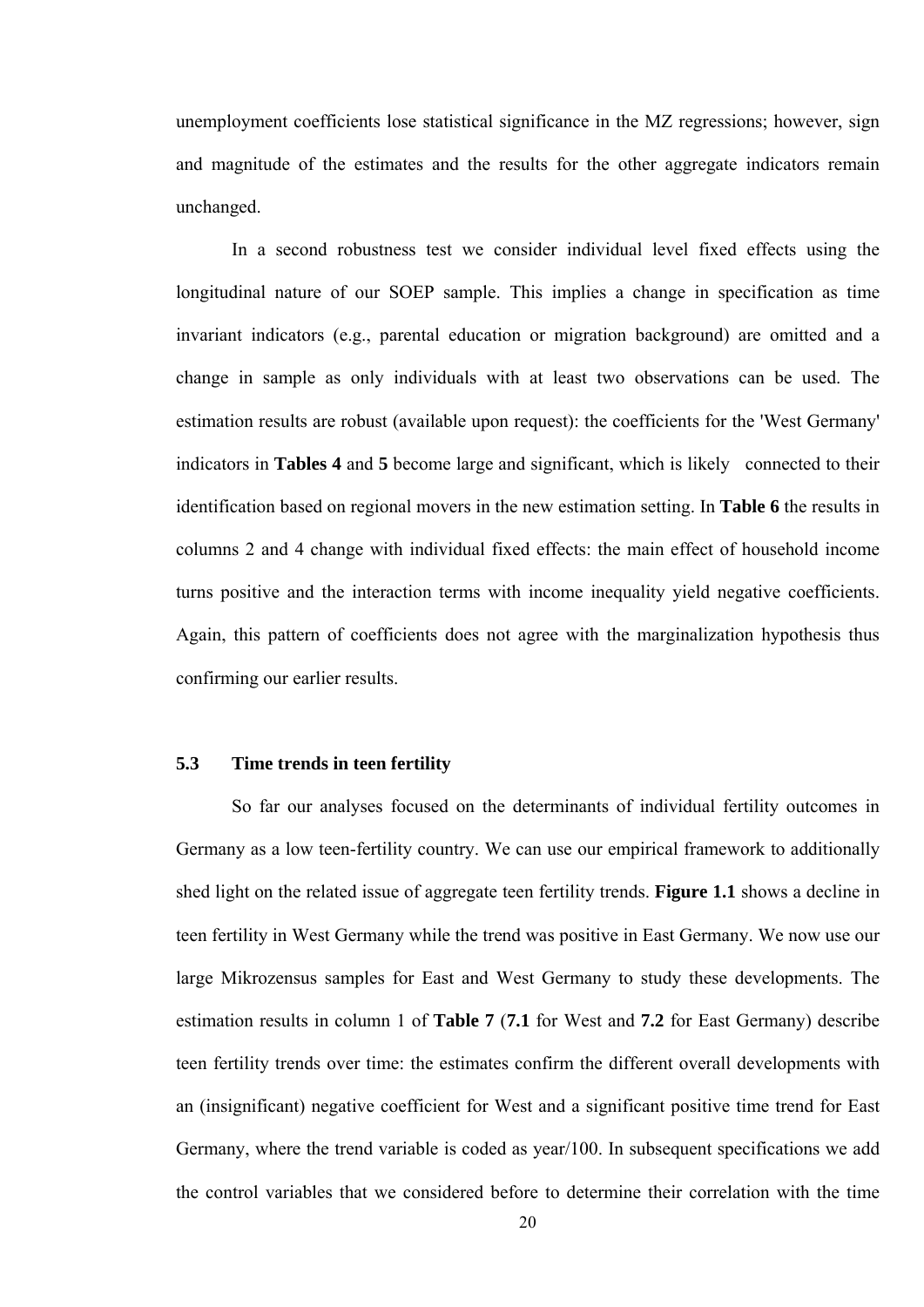unemployment coefficients lose statistical significance in the MZ regressions; however, sign and magnitude of the estimates and the results for the other aggregate indicators remain unchanged.

In a second robustness test we consider individual level fixed effects using the longitudinal nature of our SOEP sample. This implies a change in specification as time invariant indicators (e.g., parental education or migration background) are omitted and a change in sample as only individuals with at least two observations can be used. The estimation results are robust (available upon request): the coefficients for the 'West Germany' indicators in **Tables 4** and **5** become large and significant, which is likely connected to their identification based on regional movers in the new estimation setting. In **Table 6** the results in columns 2 and 4 change with individual fixed effects: the main effect of household income turns positive and the interaction terms with income inequality yield negative coefficients. Again, this pattern of coefficients does not agree with the marginalization hypothesis thus confirming our earlier results.

### 5.3 Time trends in teen fertility

So far our analyses focused on the determinants of individual fertility outcomes in Germany as a low teen-fertility country. We can use our empirical framework to additionally shed light on the related issue of aggregate teen fertility trends. **Figure 1.1** shows a decline in teen fertility in West Germany while the trend was positive in East Germany. We now use our large Mikrozensus samples for East and West Germany to study these developments. The estimation results in column 1 of **Table 7** (**7.1** for West and **7.2** for East Germany) describe teen fertility trends over time: the estimates confirm the different overall developments with an (insignificant) negative coefficient for West and a significant positive time trend for East Germany, where the trend variable is coded as year/100. In subsequent specifications we add the control variables that we considered before to determine their correlation with the time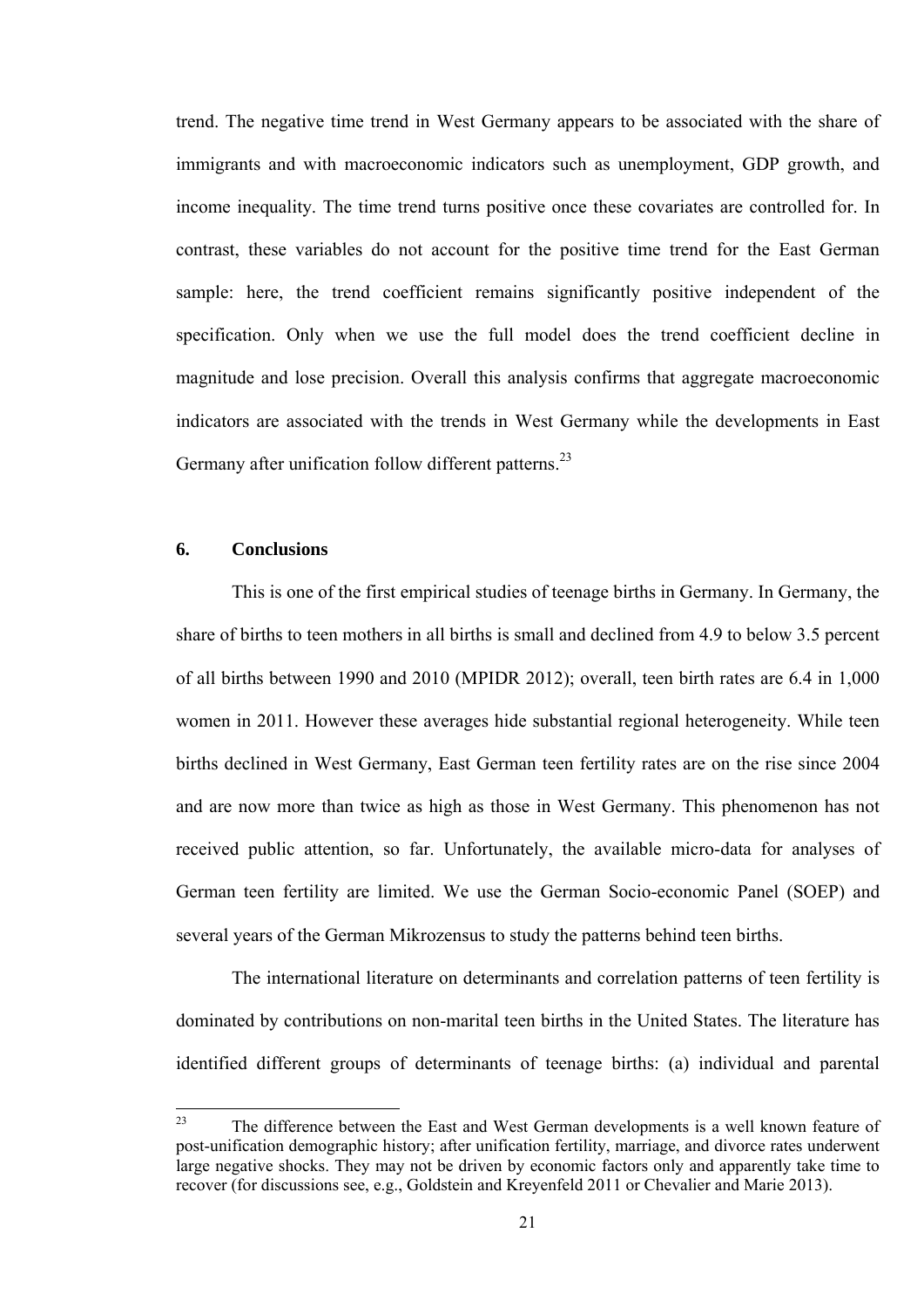trend. The negative time trend in West Germany appears to be associated with the share of immigrants and with macroeconomic indicators such as unemployment, GDP growth, and income inequality. The time trend turns positive once these covariates are controlled for. In contrast, these variables do not account for the positive time trend for the East German sample: here, the trend coefficient remains significantly positive independent of the specification. Only when we use the full model does the trend coefficient decline in magnitude and lose precision. Overall this analysis confirms that aggregate macroeconomic indicators are associated with the trends in West Germany while the developments in East Germany after unification follow different patterns.[23]

## 6. Conclusions

This is one of the first empirical studies of teenage births in Germany. In Germany, the share of births to teen mothers in all births is small and declined from 4.9 to below 3.5 percent of all births between 1990 and 2010 (MPIDR 2012); overall, teen birth rates are 6.4 in 1,000 women in 2011. However these averages hide substantial regional heterogeneity. While teen births declined in West Germany, East German teen fertility rates are on the rise since 2004 and are now more than twice as high as those in West Germany. This phenomenon has not received public attention, so far. Unfortunately, the available micro-data for analyses of German teen fertility are limited. We use the German Socio-economic Panel (SOEP) and several years of the German Mikrozensus to study the patterns behind teen births.

The international literature on determinants and correlation patterns of teen fertility is dominated by contributions on non-marital teen births in the United States. The literature has identified different groups of determinants of teenage births: (a) individual and parental

[23] The difference between the East and West German developments is a well known feature of post-unification demographic history; after unification fertility, marriage, and divorce rates underwent large negative shocks. They may not be driven by economic factors only and apparently take time to recover (for discussions see, e.g., Goldstein and Kreyenfeld 2011 or Chevalier and Marie 2013).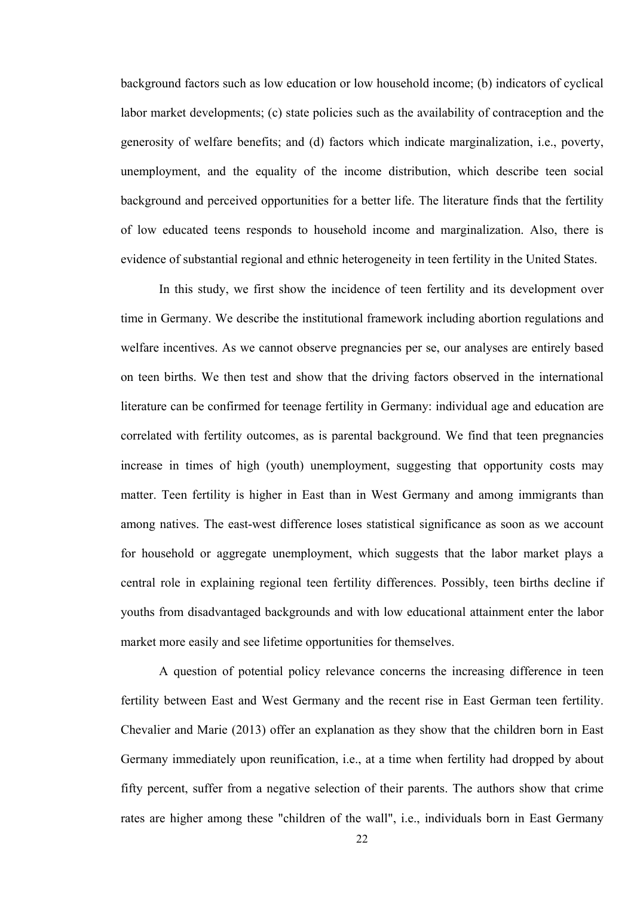background factors such as low education or low household income; (b) indicators of cyclical labor market developments; (c) state policies such as the availability of contraception and the generosity of welfare benefits; and (d) factors which indicate marginalization, i.e., poverty, unemployment, and the equality of the income distribution, which describe teen social background and perceived opportunities for a better life. The literature finds that the fertility of low educated teens responds to household income and marginalization. Also, there is evidence of substantial regional and ethnic heterogeneity in teen fertility in the United States.

In this study, we first show the incidence of teen fertility and its development over time in Germany. We describe the institutional framework including abortion regulations and welfare incentives. As we cannot observe pregnancies per se, our analyses are entirely based on teen births. We then test and show that the driving factors observed in the international literature can be confirmed for teenage fertility in Germany: individual age and education are correlated with fertility outcomes, as is parental background. We find that teen pregnancies increase in times of high (youth) unemployment, suggesting that opportunity costs may matter. Teen fertility is higher in East than in West Germany and among immigrants than among natives. The east-west difference loses statistical significance as soon as we account for household or aggregate unemployment, which suggests that the labor market plays a central role in explaining regional teen fertility differences. Possibly, teen births decline if youths from disadvantaged backgrounds and with low educational attainment enter the labor market more easily and see lifetime opportunities for themselves.

A question of potential policy relevance concerns the increasing difference in teen fertility between East and West Germany and the recent rise in East German teen fertility. Chevalier and Marie (2013) offer an explanation as they show that the children born in East Germany immediately upon reunification, i.e., at a time when fertility had dropped by about fifty percent, suffer from a negative selection of their parents. The authors show that crime rates are higher among these "children of the wall", i.e., individuals born in East Germany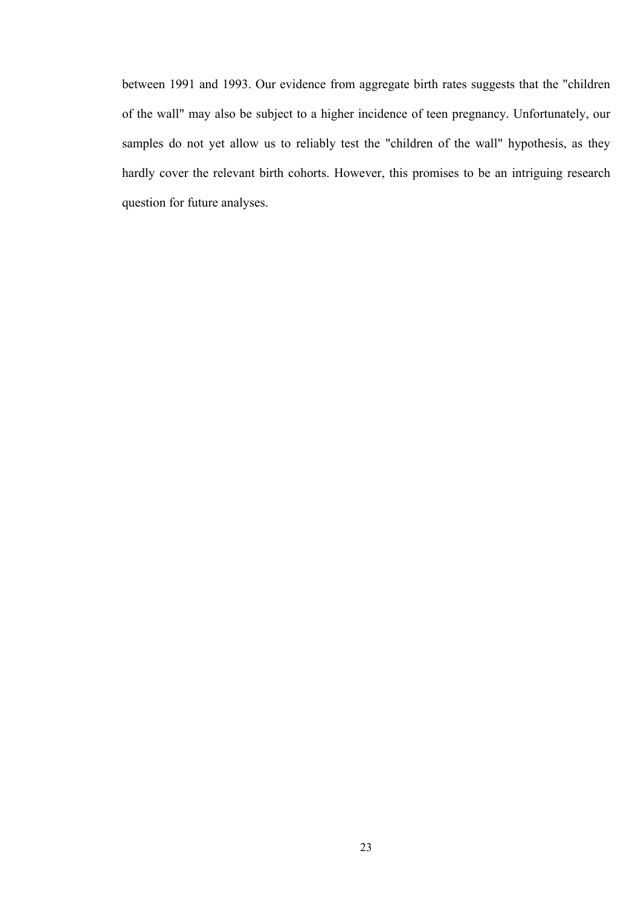between 1991 and 1993. Our evidence from aggregate birth rates suggests that the "children of the wall" may also be subject to a higher incidence of teen pregnancy. Unfortunately, our samples do not yet allow us to reliably test the "children of the wall" hypothesis, as they hardly cover the relevant birth cohorts. However, this promises to be an intriguing research question for future analyses.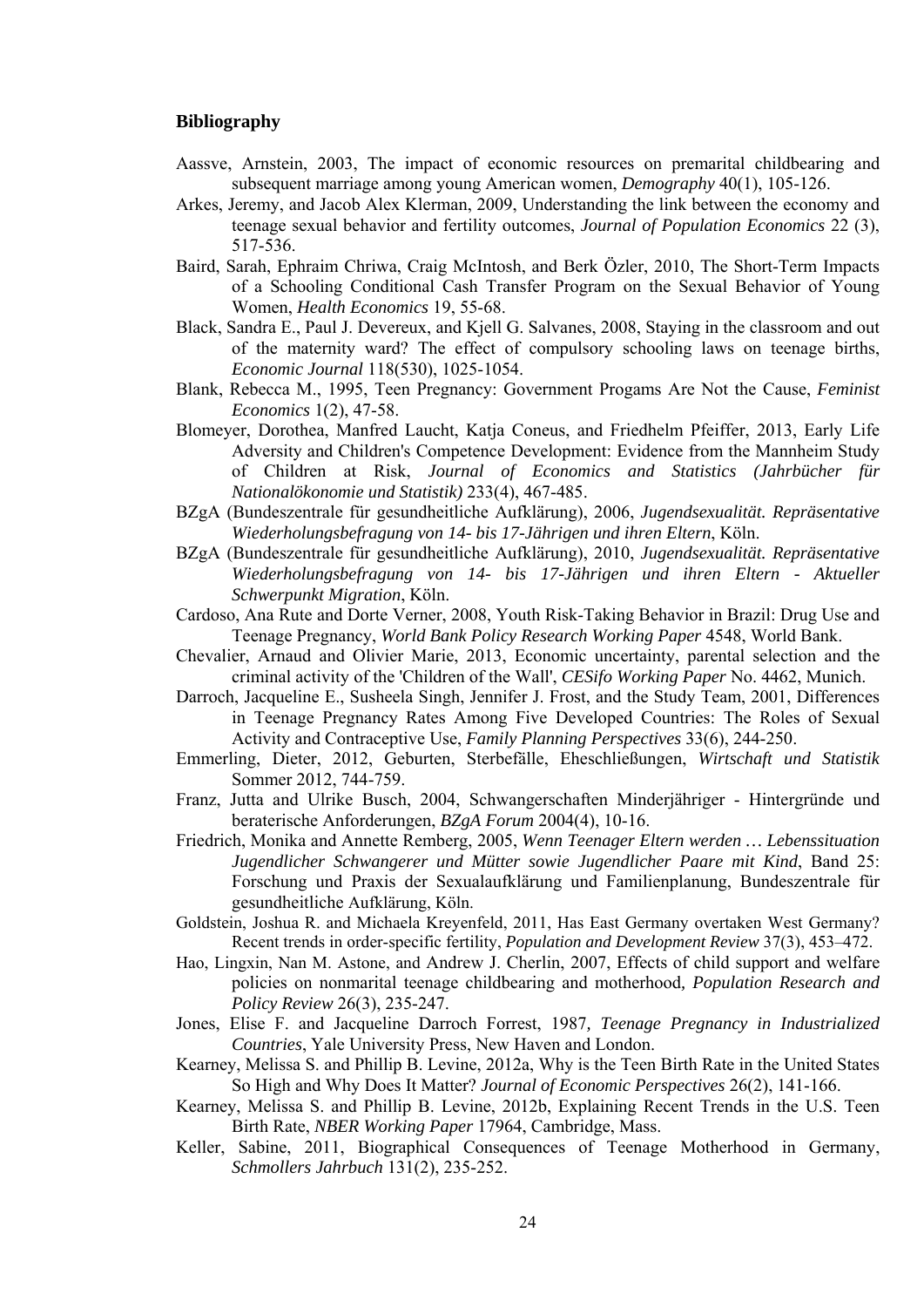## Bibliography

Aassve, Arnstein, 2003, The impact of economic resources on premarital childbearing and subsequent marriage among young American women, *Demography* 40(1), 105-126.

Arkes, Jeremy, and Jacob Alex Klerman, 2009, Understanding the link between the economy and teenage sexual behavior and fertility outcomes, *Journal of Population Economics* 22 (3), 517-536.

Baird, Sarah, Ephraim Chriwa, Craig McIntosh, and Berk Özler, 2010, The Short-Term Impacts of a Schooling Conditional Cash Transfer Program on the Sexual Behavior of Young Women, *Health Economics* 19, 55-68.

Black, Sandra E., Paul J. Devereux, and Kjell G. Salvanes, 2008, Staying in the classroom and out of the maternity ward? The effect of compulsory schooling laws on teenage births, *Economic Journal* 118(530), 1025-1054.

Blank, Rebecca M., 1995, Teen Pregnancy: Government Progams Are Not the Cause, *Feminist Economics* 1(2), 47-58.

Blomeyer, Dorothea, Manfred Laucht, Katja Coneus, and Friedhelm Pfeiffer, 2013, Early Life Adversity and Children's Competence Development: Evidence from the Mannheim Study of Children at Risk, *Journal of Economics and Statistics (Jahrbücher für Nationalökonomie und Statistik)* 233(4), 467-485.

BZgA (Bundeszentrale für gesundheitliche Aufklärung), 2006, *Jugendsexualität. Repräsentative Wiederholungsbefragung von 14- bis 17-Jährigen und ihren Eltern*, Köln.

BZgA (Bundeszentrale für gesundheitliche Aufklärung), 2010, *Jugendsexualität. Repräsentative Wiederholungsbefragung von 14- bis 17-Jährigen und ihren Eltern - Aktueller Schwerpunkt Migration*, Köln.

Cardoso, Ana Rute and Dorte Verner, 2008, Youth Risk-Taking Behavior in Brazil: Drug Use and Teenage Pregnancy, *World Bank Policy Research Working Paper* 4548, World Bank.

Chevalier, Arnaud and Olivier Marie, 2013, Economic uncertainty, parental selection and the criminal activity of the 'Children of the Wall', *CESifo Working Paper* No. 4462, Munich.

Darroch, Jacqueline E., Susheela Singh, Jennifer J. Frost, and the Study Team, 2001, Differences in Teenage Pregnancy Rates Among Five Developed Countries: The Roles of Sexual Activity and Contraceptive Use, *Family Planning Perspectives* 33(6), 244-250.

Emmerling, Dieter, 2012, Geburten, Sterbefälle, Eheschließungen, *Wirtschaft und Statistik* Sommer 2012, 744-759.

Franz, Jutta and Ulrike Busch, 2004, Schwangerschaften Minderjähriger - Hintergründe und beraterische Anforderungen, *BZgA Forum* 2004(4), 10-16.

Friedrich, Monika and Annette Remberg, 2005, *Wenn Teenager Eltern werden … Lebenssituation Jugendlicher Schwangerer und Mütter sowie Jugendlicher Paare mit Kind*, Band 25: Forschung und Praxis der Sexualaufklärung und Familienplanung, Bundeszentrale für gesundheitliche Aufklärung, Köln.

Goldstein, Joshua R. and Michaela Kreyenfeld, 2011, Has East Germany overtaken West Germany? Recent trends in order-specific fertility, *Population and Development Review* 37(3), 453–472.

Hao, Lingxin, Nan M. Astone, and Andrew J. Cherlin, 2007, Effects of child support and welfare policies on nonmarital teenage childbearing and motherhood*, Population Research and Policy Review* 26(3), 235-247.

Jones, Elise F. and Jacqueline Darroch Forrest, 1987*, Teenage Pregnancy in Industrialized Countries*, Yale University Press, New Haven and London.

Kearney, Melissa S. and Phillip B. Levine, 2012a, Why is the Teen Birth Rate in the United States So High and Why Does It Matter? *Journal of Economic Perspectives* 26(2), 141-166.

Kearney, Melissa S. and Phillip B. Levine, 2012b, Explaining Recent Trends in the U.S. Teen Birth Rate, *NBER Working Paper* 17964, Cambridge, Mass.

Keller, Sabine, 2011, Biographical Consequences of Teenage Motherhood in Germany, *Schmollers Jahrbuch* 131(2), 235-252.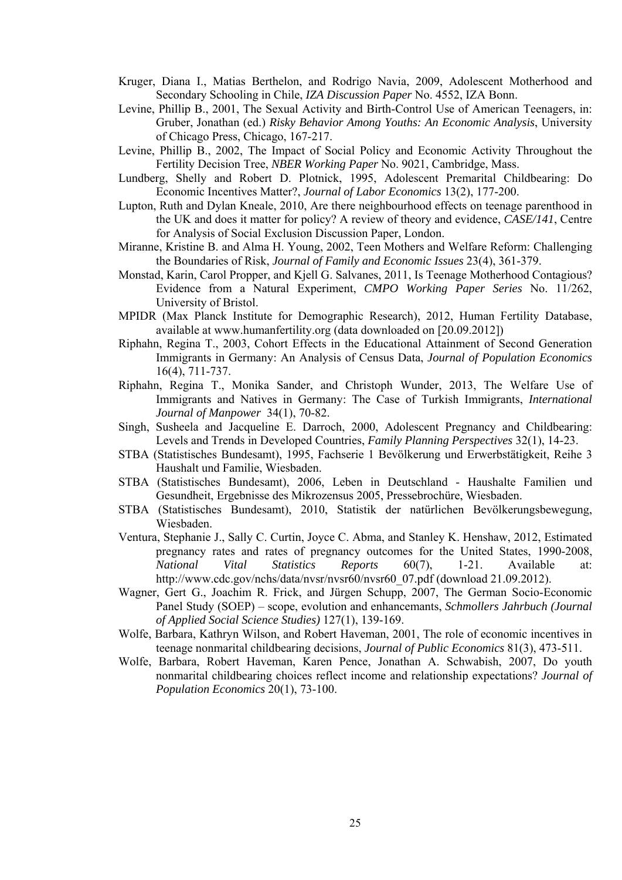Kruger, Diana I., Matias Berthelon, and Rodrigo Navia, 2009, Adolescent Motherhood and Secondary Schooling in Chile, *IZA Discussion Paper* No. 4552, IZA Bonn.

Levine, Phillip B., 2001, The Sexual Activity and Birth-Control Use of American Teenagers, in: Gruber, Jonathan (ed.) *Risky Behavior Among Youths: An Economic Analysis*, University of Chicago Press, Chicago, 167-217.

Levine, Phillip B., 2002, The Impact of Social Policy and Economic Activity Throughout the Fertility Decision Tree, *NBER Working Paper* No. 9021, Cambridge, Mass.

Lundberg, Shelly and Robert D. Plotnick, 1995, Adolescent Premarital Childbearing: Do Economic Incentives Matter?, *Journal of Labor Economics* 13(2), 177-200.

Lupton, Ruth and Dylan Kneale, 2010, Are there neighbourhood effects on teenage parenthood in the UK and does it matter for policy? A review of theory and evidence, *CASE/141*, Centre for Analysis of Social Exclusion Discussion Paper, London.

Miranne, Kristine B. and Alma H. Young, 2002, Teen Mothers and Welfare Reform: Challenging the Boundaries of Risk, *Journal of Family and Economic Issues* 23(4), 361-379.

Monstad, Karin, Carol Propper, and Kjell G. Salvanes, 2011, Is Teenage Motherhood Contagious? Evidence from a Natural Experiment, *CMPO Working Paper Series* No. 11/262, University of Bristol.

MPIDR (Max Planck Institute for Demographic Research), 2012, Human Fertility Database, available at www.humanfertility.org (data downloaded on [20.09.2012])

Riphahn, Regina T., 2003, Cohort Effects in the Educational Attainment of Second Generation Immigrants in Germany: An Analysis of Census Data, *Journal of Population Economics* 16(4), 711-737.

Riphahn, Regina T., Monika Sander, and Christoph Wunder, 2013, The Welfare Use of Immigrants and Natives in Germany: The Case of Turkish Immigrants, *International Journal of Manpower* 34(1), 70-82.

Singh, Susheela and Jacqueline E. Darroch, 2000, Adolescent Pregnancy and Childbearing: Levels and Trends in Developed Countries, *Family Planning Perspectives* 32(1), 14-23.

STBA (Statistisches Bundesamt), 1995, Fachserie 1 Bevölkerung und Erwerbstätigkeit, Reihe 3 Haushalt und Familie, Wiesbaden.

STBA (Statistisches Bundesamt), 2006, Leben in Deutschland - Haushalte Familien und Gesundheit, Ergebnisse des Mikrozensus 2005, Pressebrochüre, Wiesbaden.

STBA (Statistisches Bundesamt), 2010, Statistik der natürlichen Bevölkerungsbewegung, Wiesbaden.

Ventura, Stephanie J., Sally C. Curtin, Joyce C. Abma, and Stanley K. Henshaw, 2012, Estimated pregnancy rates and rates of pregnancy outcomes for the United States, 1990-2008, *National Vital Statistics Reports* 60(7), 1-21. Available at: http://www.cdc.gov/nchs/data/nvsr/nvsr60/nvsr60_07.pdf (download 21.09.2012).

Wagner, Gert G., Joachim R. Frick, and Jürgen Schupp, 2007, The German Socio-Economic Panel Study (SOEP) – scope, evolution and enhancemants, *Schmollers Jahrbuch (Journal of Applied Social Science Studies)* 127(1), 139-169.

Wolfe, Barbara, Kathryn Wilson, and Robert Haveman, 2001, The role of economic incentives in teenage nonmarital childbearing decisions, *Journal of Public Economics* 81(3), 473-511.

Wolfe, Barbara, Robert Haveman, Karen Pence, Jonathan A. Schwabish, 2007, Do youth nonmarital childbearing choices reflect income and relationship expectations? *Journal of Population Economics* 20(1), 73-100.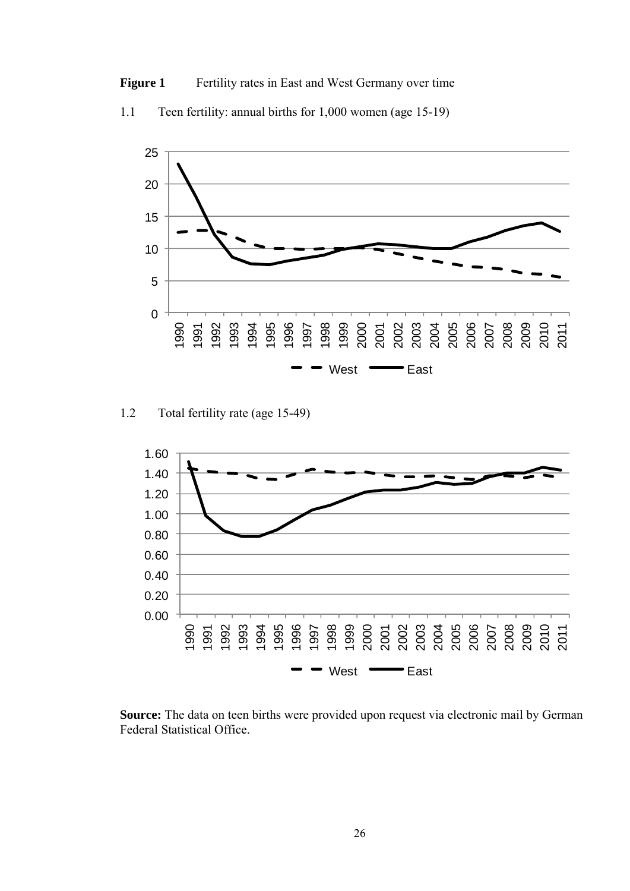**Figure 1** Fertility rates in East and West Germany over time

1.1 Teen fertility: annual births for 1,000 women (age 15-19)

25
20
15
10
5
0

1990 1991 1992 1993 1994 1995 1996 1997 1998 1999 2000 2001 2002 2003 2004 2005 2006 2007 2008 2009 2010 2011

West East

1.2 Total fertility rate (age 15-49)

1.60
1.40
1.20
1.00
0.80
0.60
0.40
0.20
0.00

1990 1991 1992 1993 1994 1995 1996 1997 1998 1999 2000 2001 2002 2003 2004 2005 2006 2007 2008 2009 2010 2011

West East

**Source:** The data on teen births were provided upon request via electronic mail by German Federal Statistical Office.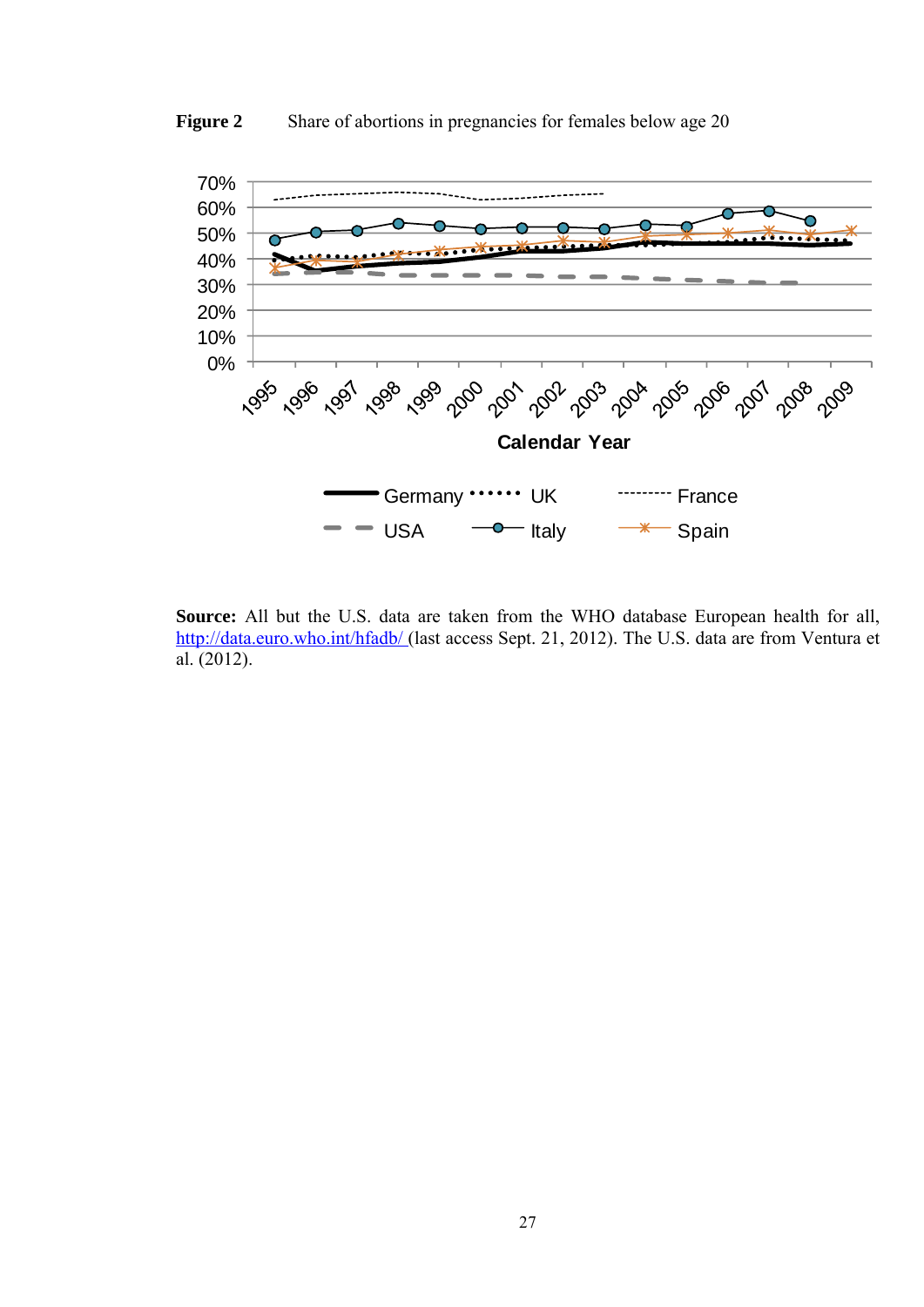**Figure 2** Share of abortions in pregnancies for females below age 20

70%
60%
50%
40%
30%
20%
10%
0%

1995 1996 1997 1998 1999 2000 2001 2002 2003 2004 2005 2006 2007 2008 2009

Calendar Year

Germany UK France
USA Italy Spain

**Source:** All but the U.S. data are taken from the WHO database European health for all, http://data.euro.who.int/hfadb/ (last access Sept. 21, 2012). The U.S. data are from Ventura et al. (2012).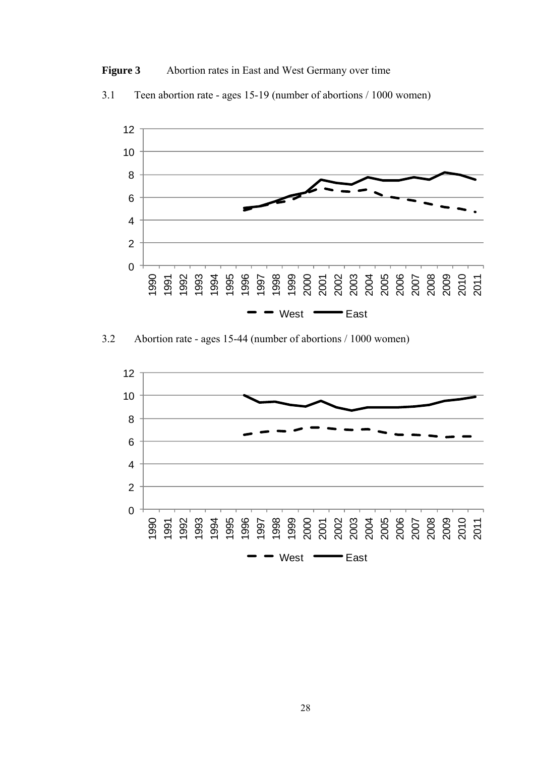**Figure 3** Abortion rates in East and West Germany over time

3.1 Teen abortion rate - ages 15-19 (number of abortions / 1000 women)

12
10
8
6
4
2
0

1990 1991 1992 1993 1994 1995 1996 1997 1998 1999 2000 2001 2002 2003 2004 2005 2006 2007 2008 2009 2010 2011

West East

3.2 Abortion rate - ages 15-44 (number of abortions / 1000 women)

12
10
8
6
4
2
0

1990 1991 1992 1993 1994 1995 1996 1997 1998 1999 2000 2001 2002 2003 2004 2005 2006 2007 2008 2009 2010 2011

West East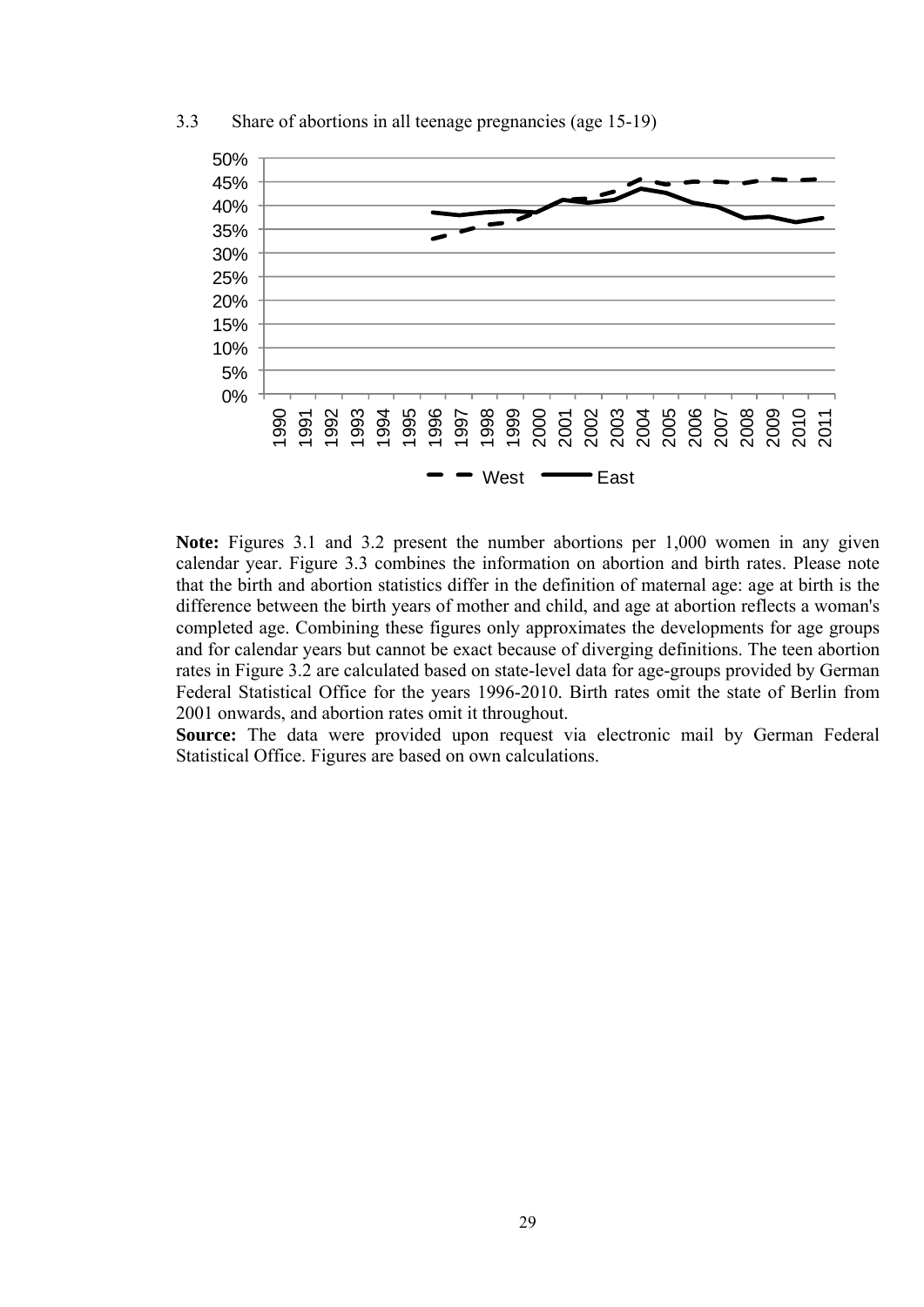3.3 Share of abortions in all teenage pregnancies (age 15-19)

50%
45%
40%
35%
30%
25%
20%
15%
10%
5%
0%

1990 1991 1992 1993 1994 1995 1996 1997 1998 1999 2000 2001 2002 2003 2004 2005 2006 2007 2008 2009 2010 2011

West East

**Note:** Figures 3.1 and 3.2 present the number abortions per 1,000 women in any given calendar year. Figure 3.3 combines the information on abortion and birth rates. Please note that the birth and abortion statistics differ in the definition of maternal age: age at birth is the difference between the birth years of mother and child, and age at abortion reflects a woman's completed age. Combining these figures only approximates the developments for age groups and for calendar years but cannot be exact because of diverging definitions. The teen abortion rates in Figure 3.2 are calculated based on state-level data for age-groups provided by German Federal Statistical Office for the years 1996-2010. Birth rates omit the state of Berlin from 2001 onwards, and abortion rates omit it throughout.

**Source:** The data were provided upon request via electronic mail by German Federal Statistical Office. Figures are based on own calculations.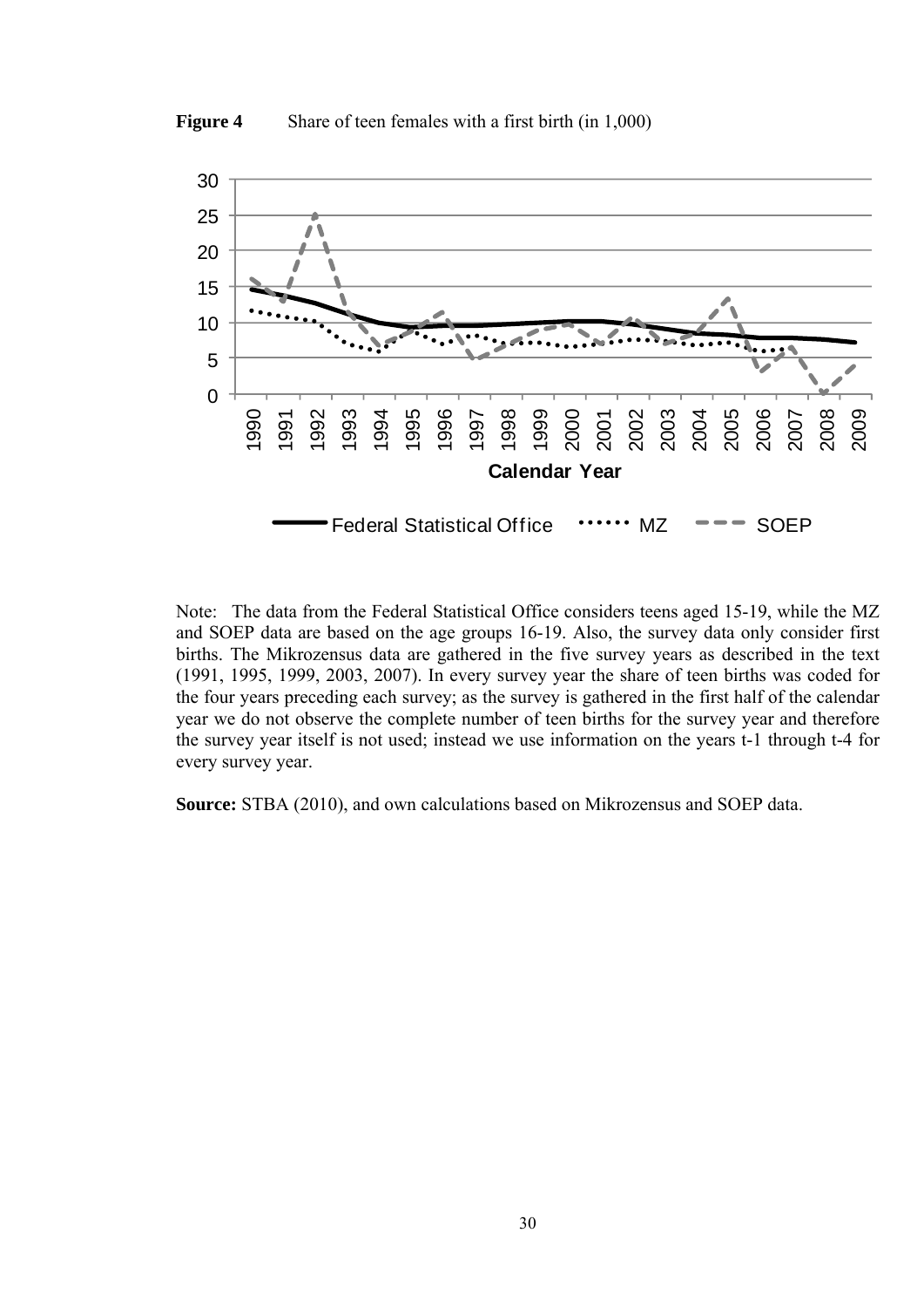**Figure 4** Share of teen females with a first birth (in 1,000)

30
25
20
15
10
5
0

1990 1991 1992 1993 1994 1995 1996 1997 1998 1999 2000 2001 2002 2003 2004 2005 2006 2007 2008 2008 2009

Calendar Year

Federal Statistical Office MZ SOEP

Note: The data from the Federal Statistical Office considers teens aged 15-19, while the MZ and SOEP data are based on the age groups 16-19. Also, the survey data only consider first births. The Mikrozensus data are gathered in the five survey years as described in the text (1991, 1995, 1999, 2003, 2007). In every survey year the share of teen births was coded for the four years preceding each survey; as the survey is gathered in the first half of the calendar year we do not observe the complete number of teen births for the survey year and therefore the survey year itself is not used; instead we use information on the years t-1 through t-4 for every survey year.

**Source:** STBA (2010), and own calculations based on Mikrozensus and SOEP data.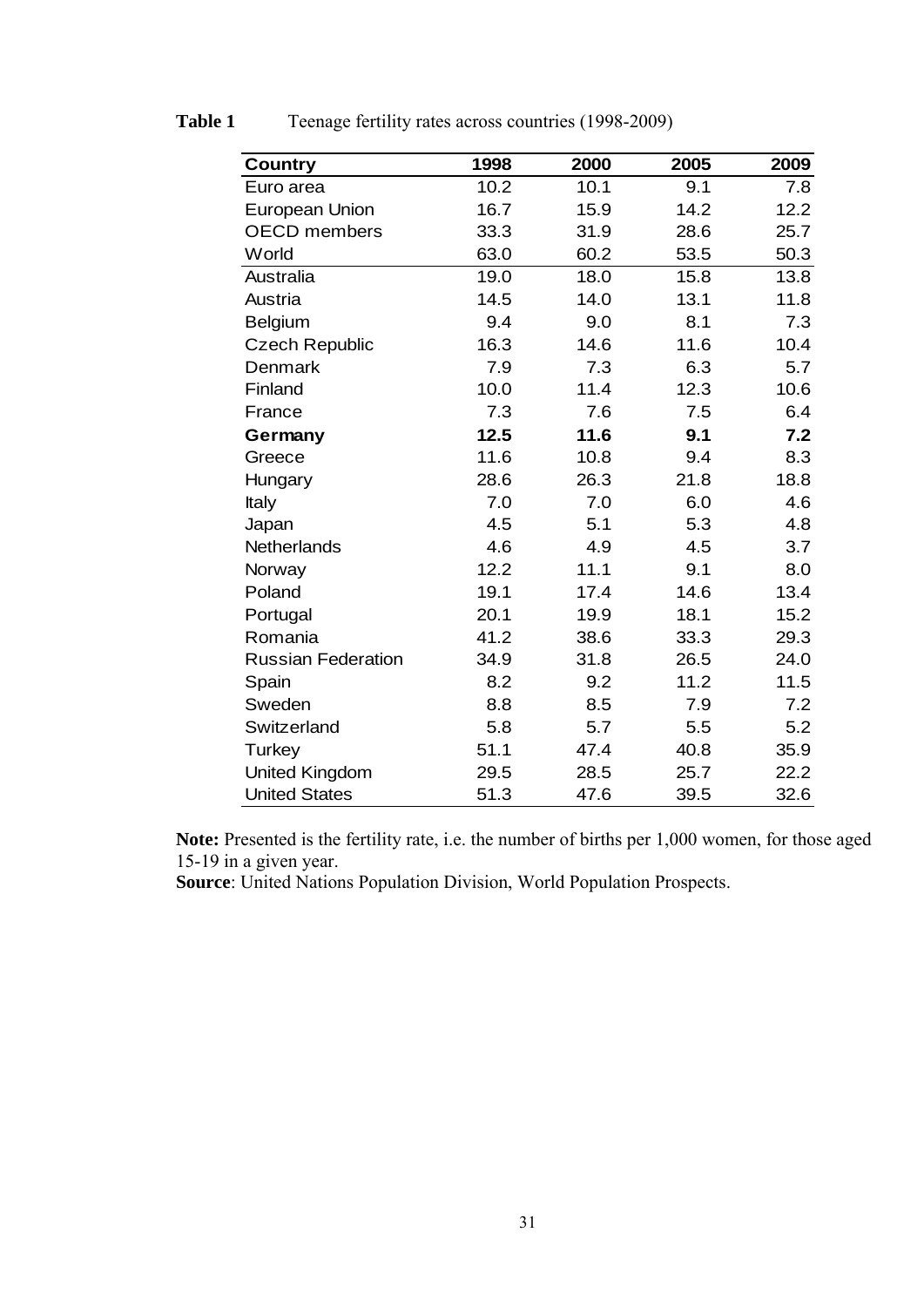**Table 1** Teenage fertility rates across countries (1998-2009)

| Country | 1998 | 2000 | 2005 | 2009 |
|---|---|---|---|---|
| Euro area | 10.2 | 10.1 | 9.1 | 7.8 |
| European Union | 16.7 | 15.9 | 14.2 | 12.2 |
| OECD members | 33.3 | 31.9 | 28.6 | 25.7 |
| World | 63.0 | 60.2 | 53.5 | 50.3 |
| Australia | 19.0 | 18.0 | 15.8 | 13.8 |
| Austria | 14.5 | 14.0 | 13.1 | 11.8 |
| Belgium | 9.4 | 9.0 | 8.1 | 7.3 |
| Czech Republic | 16.3 | 14.6 | 11.6 | 10.4 |
| Denmark | 7.9 | 7.3 | 6.3 | 5.7 |
| Finland | 10.0 | 11.4 | 12.3 | 10.6 |
| France | 7.3 | 7.6 | 7.5 | 6.4 |
| **Germany** | **12.5** | **11.6** | **9.1** | **7.2** |
| Greece | 11.6 | 10.8 | 9.4 | 8.3 |
| Hungary | 28.6 | 26.3 | 21.8 | 18.8 |
| Italy | 7.0 | 7.0 | 6.0 | 4.6 |
| Japan | 4.5 | 5.1 | 5.3 | 4.8 |
| Netherlands | 4.6 | 4.9 | 4.5 | 3.7 |
| Norway | 12.2 | 11.1 | 9.1 | 8.0 |
| Poland | 19.1 | 17.4 | 14.6 | 13.4 |
| Portugal | 20.1 | 19.9 | 18.1 | 15.2 |
| Romania | 41.2 | 38.6 | 33.3 | 29.3 |
| Russian Federation | 34.9 | 31.8 | 26.5 | 24.0 |
| Spain | 8.2 | 9.2 | 11.2 | 11.5 |
| Sweden | 8.8 | 8.5 | 7.9 | 7.2 |
| Switzerland | 5.8 | 5.7 | 5.5 | 5.2 |
| Turkey | 51.1 | 47.4 | 40.8 | 35.9 |
| United Kingdom | 29.5 | 28.5 | 25.7 | 22.2 |
| United States | 51.3 | 47.6 | 39.5 | 32.6 |

**Note:** Presented is the fertility rate, i.e. the number of births per 1,000 women, for those aged 15-19 in a given year.
**Source**: United Nations Population Division, World Population Prospects.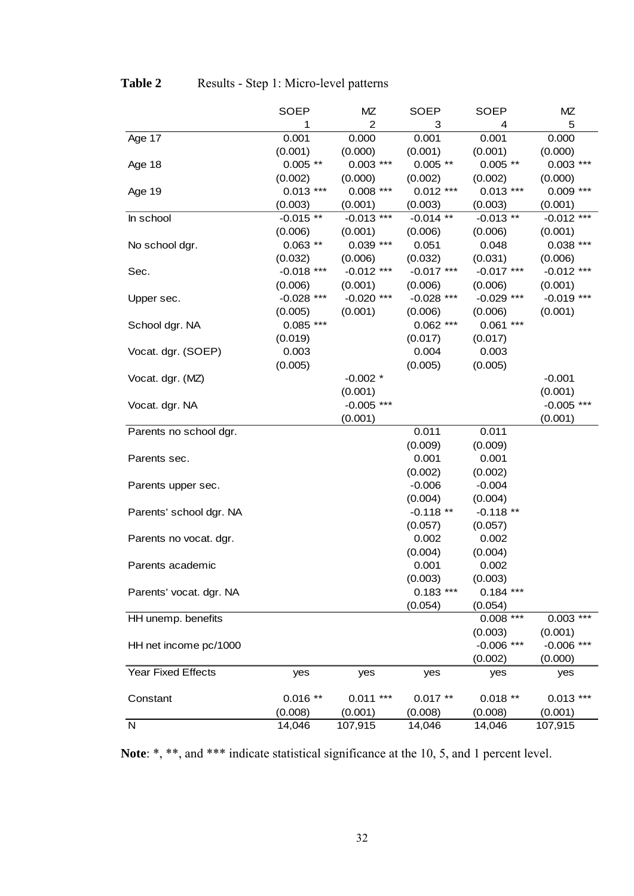**Table 2** Results - Step 1: Micro-level patterns

| | SOEP | MZ | SOEP | SOEP | MZ |
|---|---|---|---|---|---|
| | 1 | 2 | 3 | 4 | 5 |
| Age 17 | 0.001 | 0.000 | 0.001 | 0.001 | 0.000 |
| | (0.001) | (0.000) | (0.001) | (0.001) | (0.000) |
| Age 18 | 0.005 ** | 0.003 *** | 0.005 ** | 0.005 ** | 0.003 *** |
| | (0.002) | (0.000) | (0.002) | (0.002) | (0.000) |
| Age 19 | 0.013 *** | 0.008 *** | 0.012 *** | 0.013 *** | 0.009 *** |
| | (0.003) | (0.001) | (0.003) | (0.003) | (0.001) |
| In school | -0.015 ** | -0.013 *** | -0.014 ** | -0.013 ** | -0.012 *** |
| | (0.006) | (0.001) | (0.006) | (0.006) | (0.001) |
| No school dgr. | 0.063 ** | 0.039 *** | 0.051 | 0.048 | 0.038 *** |
| | (0.032) | (0.006) | (0.032) | (0.031) | (0.006) |
| Sec. | -0.018 *** | -0.012 *** | -0.017 *** | -0.017 *** | -0.012 *** |
| | (0.006) | (0.001) | (0.006) | (0.006) | (0.001) |
| Upper sec. | -0.028 *** | -0.020 *** | -0.028 *** | -0.029 *** | -0.019 *** |
| | (0.005) | (0.001) | (0.006) | (0.006) | (0.001) |
| School dgr. NA | 0.085 *** | | 0.062 *** | 0.061 *** | |
| | (0.019) | | (0.017) | (0.017) | |
| Vocat. dgr. (SOEP) | 0.003 | | 0.004 | 0.003 | |
| | (0.005) | | (0.005) | (0.005) | |
| Vocat. dgr. (MZ) | | -0.002 * | | | -0.001 |
| | | (0.001) | | | (0.001) |
| Vocat. dgr. NA | | -0.005 *** | | | -0.005 *** |
| | | (0.001) | | | (0.001) |
| Parents no school dgr. | | | 0.011 | 0.011 | |
| | | | (0.009) | (0.009) | |
| Parents sec. | | | 0.001 | 0.001 | |
| | | | (0.002) | (0.002) | |
| Parents upper sec. | | | -0.006 | -0.004 | |
| | | | (0.004) | (0.004) | |
| Parents' school dgr. NA | | | -0.118 ** | -0.118 ** | |
| | | | (0.057) | (0.057) | |
| Parents no vocat. dgr. | | | 0.002 | 0.002 | |
| | | | (0.004) | (0.004) | |
| Parents academic | | | 0.001 | 0.002 | |
| | | | (0.003) | (0.003) | |
| Parents' vocat. dgr. NA | | | 0.183 *** | 0.184 *** | |
| | | | (0.054) | (0.054) | |
| HH unemp. benefits | | | | 0.008 *** | 0.003 *** |
| | | | | (0.003) | (0.001) |
| HH net income pc/1000 | | | | -0.006 *** | -0.006 *** |
| | | | | (0.002) | (0.000) |
| Year Fixed Effects | yes | yes | yes | yes | yes |
| Constant | 0.016 ** | 0.011 *** | 0.017 ** | 0.018 ** | 0.013 *** |
| | (0.008) | (0.001) | (0.008) | (0.008) | (0.001) |
| N | 14,046 | 107,915 | 14,046 | 14,046 | 107,915 |

**Note**: *, **, and *** indicate statistical significance at the 10, 5, and 1 percent level.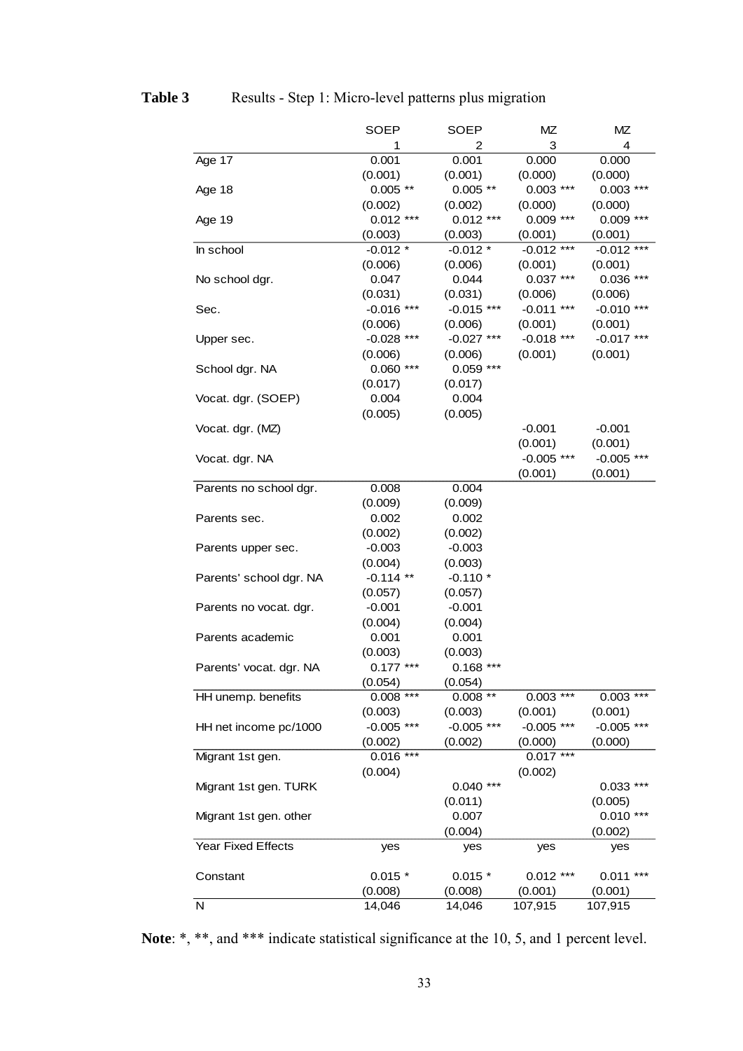**Table 3** Results - Step 1: Micro-level patterns plus migration

| | SOEP | SOEP | MZ | MZ |
|---|---|---|---|---|
| | 1 | 2 | 3 | 4 |
| Age 17 | 0.001 | 0.001 | 0.000 | 0.000 |
| | (0.001) | (0.001) | (0.000) | (0.000) |
| Age 18 | 0.005 ** | 0.005 ** | 0.003 *** | 0.003 *** |
| | (0.002) | (0.002) | (0.000) | (0.000) |
| Age 19 | 0.012 *** | 0.012 *** | 0.009 *** | 0.009 *** |
| | (0.003) | (0.003) | (0.001) | (0.001) |
| In school | -0.012 * | -0.012 * | -0.012 *** | -0.012 *** |
| | (0.006) | (0.006) | (0.001) | (0.001) |
| No school dgr. | 0.047 | 0.044 | 0.037 *** | 0.036 *** |
| | (0.031) | (0.031) | (0.006) | (0.006) |
| Sec. | -0.016 *** | -0.015 *** | -0.011 *** | -0.010 *** |
| | (0.006) | (0.006) | (0.001) | (0.001) |
| Upper sec. | -0.028 *** | -0.027 *** | -0.018 *** | -0.017 *** |
| | (0.006) | (0.006) | (0.001) | (0.001) |
| School dgr. NA | 0.060 *** | 0.059 *** | | |
| | (0.017) | (0.017) | | |
| Vocat. dgr. (SOEP) | 0.004 | 0.004 | | |
| | (0.005) | (0.005) | | |
| Vocat. dgr. (MZ) | | | -0.001 | -0.001 |
| | | | (0.001) | (0.001) |
| Vocat. dgr. NA | | | -0.005 *** | -0.005 *** |
| | | | (0.001) | (0.001) |
| Parents no school dgr. | 0.008 | 0.004 | | |
| | (0.009) | (0.009) | | |
| Parents sec. | 0.002 | 0.002 | | |
| | (0.002) | (0.002) | | |
| Parents upper sec. | -0.003 | -0.003 | | |
| | (0.004) | (0.003) | | |
| Parents' school dgr. NA | -0.114 ** | -0.110 * | | |
| | (0.057) | (0.057) | | |
| Parents no vocat. dgr. | -0.001 | -0.001 | | |
| | (0.004) | (0.004) | | |
| Parents academic | 0.001 | 0.001 | | |
| | (0.003) | (0.003) | | |
| Parents' vocat. dgr. NA | 0.177 *** | 0.168 *** | | |
| | (0.054) | (0.054) | | |
| HH unemp. benefits | 0.008 *** | 0.008 ** | 0.003 *** | 0.003 *** |
| | (0.003) | (0.003) | (0.001) | (0.001) |
| HH net income pc/1000 | -0.005 *** | -0.005 *** | -0.005 *** | -0.005 *** |
| | (0.002) | (0.002) | (0.000) | (0.000) |
| Migrant 1st gen. | 0.016 *** | | 0.017 *** | |
| | (0.004) | | (0.002) | |
| Migrant 1st gen. TURK | | 0.040 *** | | 0.033 *** |
| | | (0.011) | | (0.005) |
| Migrant 1st gen. other | | 0.007 | | 0.010 *** |
| | | (0.004) | | (0.002) |
| Year Fixed Effects | yes | yes | yes | yes |
| Constant | 0.015 * | 0.015 * | 0.012 *** | 0.011 *** |
| | (0.008) | (0.008) | (0.001) | (0.001) |
| N | 14,046 | 14,046 | 107,915 | 107,915 |

**Note**: *, **, and *** indicate statistical significance at the 10, 5, and 1 percent level.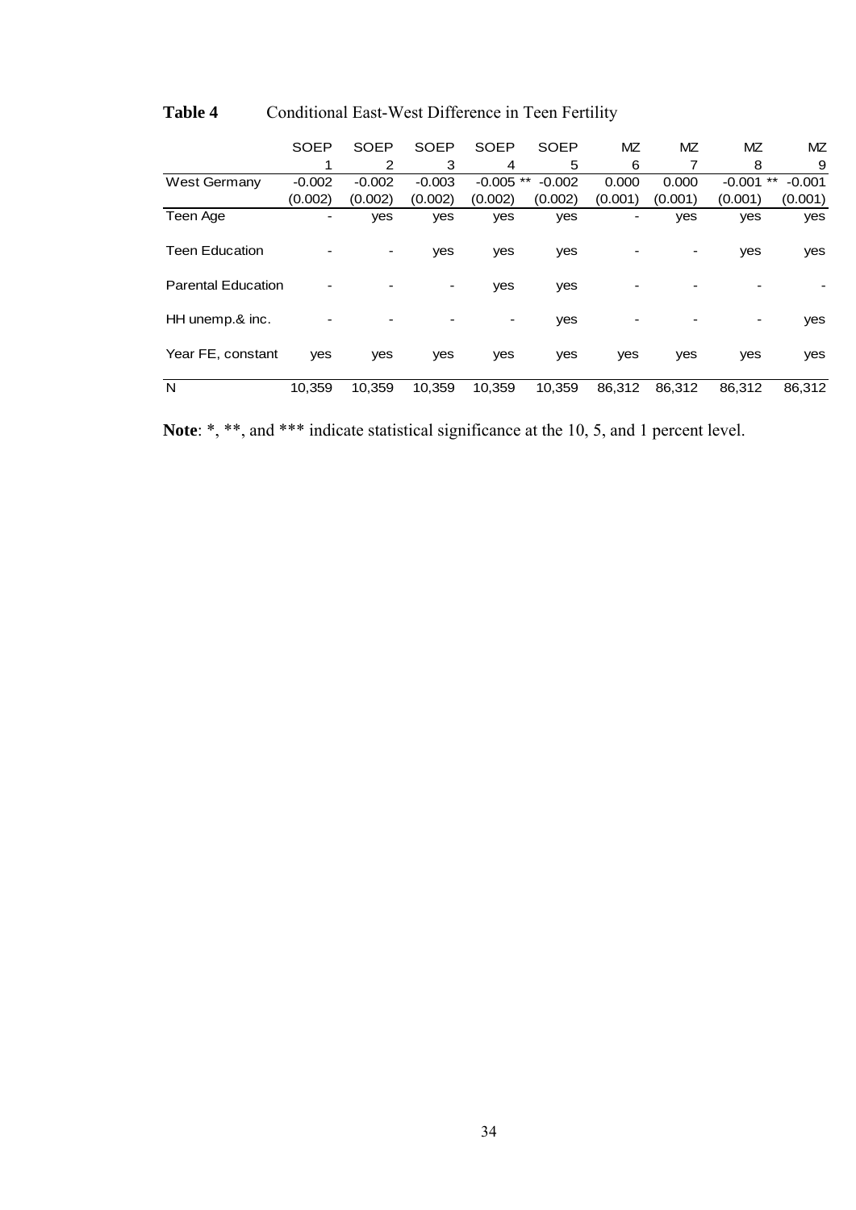**Table 4** Conditional East-West Difference in Teen Fertility

| | SOEP | SOEP | SOEP | SOEP | SOEP | MZ | MZ | MZ | MZ |
|---|---|---|---|---|---|---|---|---|---|
| | 1 | 2 | 3 | 4 | 5 | 6 | 7 | 8 | 9 |
| West Germany | -0.002 | -0.002 | -0.003 | -0.005 ** | -0.002 | 0.000 | 0.000 | -0.001 ** | -0.001 |
| | (0.002) | (0.002) | (0.002) | (0.002) | (0.002) | (0.001) | (0.001) | (0.001) | (0.001) |
| Teen Age | - | yes | yes | yes | yes | - | yes | yes | yes |
| Teen Education | - | - | yes | yes | yes | - | - | yes | yes |
| Parental Education | - | - | - | yes | yes | - | - | - | - |
| HH unemp.& inc. | - | - | - | - | yes | - | - | - | yes |
| Year FE, constant | yes | yes | yes | yes | yes | yes | yes | yes | yes |
| N | 10,359 | 10,359 | 10,359 | 10,359 | 10,359 | 86,312 | 86,312 | 86,312 | 86,312 |

**Note**: *, **, and *** indicate statistical significance at the 10, 5, and 1 percent level.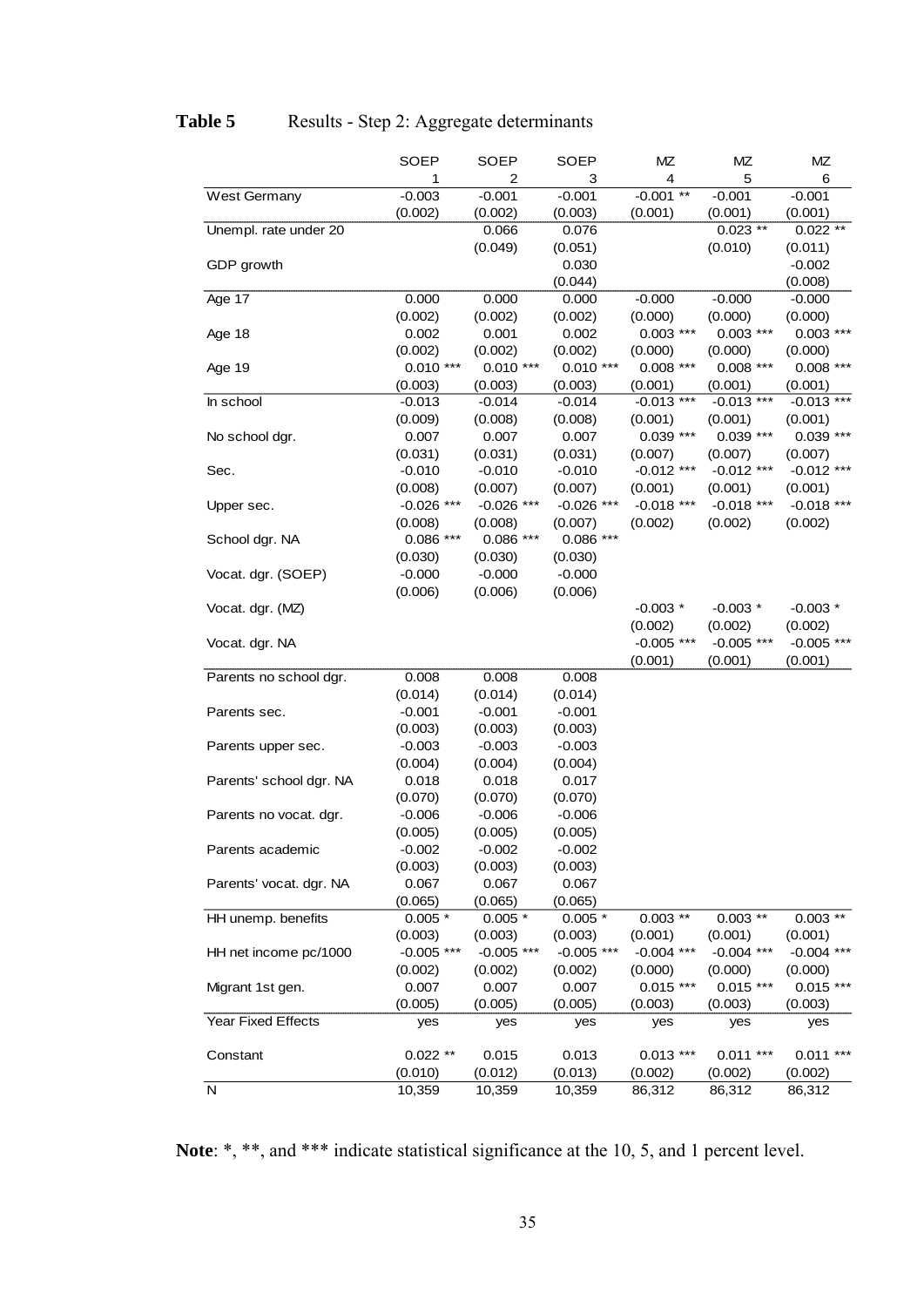**Table 5** Results - Step 2: Aggregate determinants

| | SOEP | SOEP | SOEP | MZ | MZ | MZ |
|---|---|---|---|---|---|---|
| | 1 | 2 | 3 | 4 | 5 | 6 |
| West Germany | -0.003 | -0.001 | -0.001 | -0.001 ** | -0.001 | -0.001 |
| | (0.002) | (0.002) | (0.003) | (0.001) | (0.001) | (0.001) |
| Unempl. rate under 20 | | 0.066 | 0.076 | | 0.023 ** | 0.022 ** |
| | | (0.049) | (0.051) | | (0.010) | (0.011) |
| GDP growth | | | 0.030 | | | -0.002 |
| | | | (0.044) | | | (0.008) |
| Age 17 | 0.000 | 0.000 | 0.000 | -0.000 | -0.000 | -0.000 |
| | (0.002) | (0.002) | (0.002) | (0.000) | (0.000) | (0.000) |
| Age 18 | 0.002 | 0.001 | 0.002 | 0.003 *** | 0.003 *** | 0.003 *** |
| | (0.002) | (0.002) | (0.002) | (0.000) | (0.000) | (0.000) |
| Age 19 | 0.010 *** | 0.010 *** | 0.010 *** | 0.008 *** | 0.008 *** | 0.008 *** |
| | (0.003) | (0.003) | (0.003) | (0.001) | (0.001) | (0.001) |
| In school | -0.013 | -0.014 | -0.014 | -0.013 *** | -0.013 *** | -0.013 *** |
| | (0.009) | (0.008) | (0.008) | (0.001) | (0.001) | (0.001) |
| No school dgr. | 0.007 | 0.007 | 0.007 | 0.039 *** | 0.039 *** | 0.039 *** |
| | (0.031) | (0.031) | (0.031) | (0.007) | (0.007) | (0.007) |
| Sec. | -0.010 | -0.010 | -0.010 | -0.012 *** | -0.012 *** | -0.012 *** |
| | (0.008) | (0.007) | (0.007) | (0.001) | (0.001) | (0.001) |
| Upper sec. | -0.026 *** | -0.026 *** | -0.026 *** | -0.018 *** | -0.018 *** | -0.018 *** |
| | (0.008) | (0.008) | (0.007) | (0.002) | (0.002) | (0.002) |
| School dgr. NA | 0.086 *** | 0.086 *** | 0.086 *** | | | |
| | (0.030) | (0.030) | (0.030) | | | |
| Vocat. dgr. (SOEP) | -0.000 | -0.000 | -0.000 | | | |
| | (0.006) | (0.006) | (0.006) | | | |
| Vocat. dgr. (MZ) | | | | -0.003 * | -0.003 * | -0.003 * |
| | | | | (0.002) | (0.002) | (0.002) |
| Vocat. dgr. NA | | | | -0.005 *** | -0.005 *** | -0.005 *** |
| | | | | (0.001) | (0.001) | (0.001) |
| Parents no school dgr. | 0.008 | 0.008 | 0.008 | | | |
| | (0.014) | (0.014) | (0.014) | | | |
| Parents sec. | -0.001 | -0.001 | -0.001 | | | |
| | (0.003) | (0.003) | (0.003) | | | |
| Parents upper sec. | -0.003 | -0.003 | -0.003 | | | |
| | (0.004) | (0.004) | (0.004) | | | |
| Parents' school dgr. NA | 0.018 | 0.018 | 0.017 | | | |
| | (0.070) | (0.070) | (0.070) | | | |
| Parents no vocat. dgr. | -0.006 | -0.006 | -0.006 | | | |
| | (0.005) | (0.005) | (0.005) | | | |
| Parents academic | -0.002 | -0.002 | -0.002 | | | |
| | (0.003) | (0.003) | (0.003) | | | |
| Parents' vocat. dgr. NA | 0.067 | 0.067 | 0.067 | | | |
| | (0.065) | (0.065) | (0.065) | | | |
| HH unemp. benefits | 0.005 * | 0.005 * | 0.005 * | 0.003 ** | 0.003 ** | 0.003 ** |
| | (0.003) | (0.003) | (0.003) | (0.001) | (0.001) | (0.001) |
| HH net income pc/1000 | -0.005 *** | -0.005 *** | -0.005 *** | -0.004 *** | -0.004 *** | -0.004 *** |
| | (0.002) | (0.002) | (0.002) | (0.000) | (0.000) | (0.000) |
| Migrant 1st gen. | 0.007 | 0.007 | 0.007 | 0.015 *** | 0.015 *** | 0.015 *** |
| | (0.005) | (0.005) | (0.005) | (0.003) | (0.003) | (0.003) |
| Year Fixed Effects | yes | yes | yes | yes | yes | yes |
| Constant | 0.022 ** | 0.015 | 0.013 | 0.013 *** | 0.011 *** | 0.011 *** |
| | (0.010) | (0.012) | (0.013) | (0.002) | (0.002) | (0.002) |
| N | 10,359 | 10,359 | 10,359 | 86,312 | 86,312 | 86,312 |

**Note**: *, **, and *** indicate statistical significance at the 10, 5, and 1 percent level.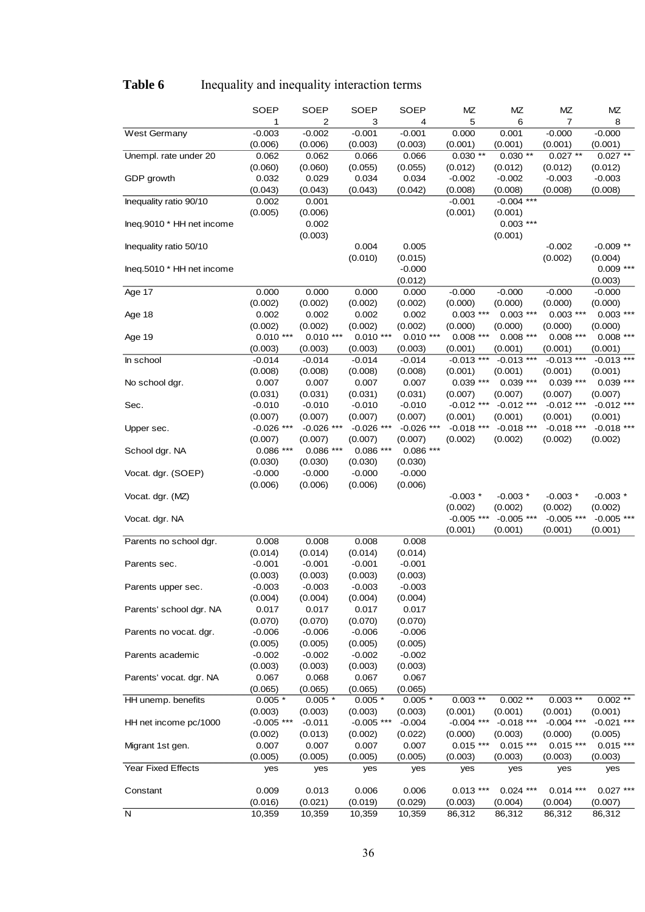**Table 6** Inequality and inequality interaction terms

| | SOEP | SOEP | SOEP | SOEP | MZ | MZ | MZ | MZ |
|---|---|---|---|---|---|---|---|---|
| | 1 | 2 | 3 | 4 | 5 | 6 | 7 | 8 |
| West Germany | -0.003 | -0.002 | -0.001 | -0.001 | 0.000 | 0.001 | -0.000 | -0.000 |
| | (0.006) | (0.006) | (0.003) | (0.003) | (0.001) | (0.001) | (0.001) | (0.001) |
| Unempl. rate under 20 | 0.062 | 0.062 | 0.066 | 0.066 | 0.030 ** | 0.030 ** | 0.027 ** | 0.027 ** |
| | (0.060) | (0.060) | (0.055) | (0.055) | (0.012) | (0.012) | (0.012) | (0.012) |
| GDP growth | 0.032 | 0.029 | 0.034 | 0.034 | -0.002 | -0.002 | -0.003 | -0.003 |
| | (0.043) | (0.043) | (0.043) | (0.042) | (0.008) | (0.008) | (0.008) | (0.008) |
| Inequality ratio 90/10 | 0.002 | 0.001 | | | -0.001 | -0.004 *** | | |
| | (0.005) | (0.006) | | | (0.001) | (0.001) | | |
| Ineq.9010 * HH net income | | 0.002 | | | | 0.003 *** | | |
| | | (0.003) | | | | (0.001) | | |
| Inequality ratio 50/10 | | | 0.004 | 0.005 | | | -0.002 | -0.009 ** |
| | | | (0.010) | (0.015) | | | (0.002) | (0.004) |
| Ineq.5010 * HH net income | | | | -0.000 | | | | 0.009 *** |
| | | | | (0.012) | | | | (0.003) |
| Age 17 | 0.000 | 0.000 | 0.000 | 0.000 | -0.000 | -0.000 | -0.000 | -0.000 |
| | (0.002) | (0.002) | (0.002) | (0.002) | (0.000) | (0.000) | (0.000) | (0.000) |
| Age 18 | 0.002 | 0.002 | 0.002 | 0.002 | 0.003 *** | 0.003 *** | 0.003 *** | 0.003 *** |
| | (0.002) | (0.002) | (0.002) | (0.002) | (0.000) | (0.000) | (0.000) | (0.000) |
| Age 19 | 0.010 *** | 0.010 *** | 0.010 *** | 0.010 *** | 0.008 *** | 0.008 *** | 0.008 *** | 0.008 *** |
| | (0.003) | (0.003) | (0.003) | (0.003) | (0.001) | (0.001) | (0.001) | (0.001) |
| In school | -0.014 | -0.014 | -0.014 | -0.014 | -0.013 *** | -0.013 *** | -0.013 *** | -0.013 *** |
| | (0.008) | (0.008) | (0.008) | (0.008) | (0.001) | (0.001) | (0.001) | (0.001) |
| No school dgr. | 0.007 | 0.007 | 0.007 | 0.007 | 0.039 *** | 0.039 *** | 0.039 *** | 0.039 *** |
| | (0.031) | (0.031) | (0.031) | (0.031) | (0.007) | (0.007) | (0.007) | (0.007) |
| Sec. | -0.010 | -0.010 | -0.010 | -0.010 | -0.012 *** | -0.012 *** | -0.012 *** | -0.012 *** |
| | (0.007) | (0.007) | (0.007) | (0.007) | (0.001) | (0.001) | (0.001) | (0.001) |
| Upper sec. | -0.026 *** | -0.026 *** | -0.026 *** | -0.026 *** | -0.018 *** | -0.018 *** | -0.018 *** | -0.018 *** |
| | (0.007) | (0.007) | (0.007) | (0.007) | (0.002) | (0.002) | (0.002) | (0.002) |
| School dgr. NA | 0.086 *** | 0.086 *** | 0.086 *** | 0.086 *** | | | | |
| | (0.030) | (0.030) | (0.030) | (0.030) | | | | |
| Vocat. dgr. (SOEP) | -0.000 | -0.000 | -0.000 | -0.000 | | | | |
| | (0.006) | (0.006) | (0.006) | (0.006) | | | | |
| Vocat. dgr. (MZ) | | | | | -0.003 * | -0.003 * | -0.003 * | -0.003 * |
| | | | | | (0.002) | (0.002) | (0.002) | (0.002) |
| Vocat. dgr. NA | | | | | -0.005 *** | -0.005 *** | -0.005 *** | -0.005 *** |
| | | | | | (0.001) | (0.001) | (0.001) | (0.001) |
| Parents no school dgr. | 0.008 | 0.008 | 0.008 | 0.008 | | | | |
| | (0.014) | (0.014) | (0.014) | (0.014) | | | | |
| Parents sec. | -0.001 | -0.001 | -0.001 | -0.001 | | | | |
| | (0.003) | (0.003) | (0.003) | (0.003) | | | | |
| Parents upper sec. | -0.003 | -0.003 | -0.003 | -0.003 | | | | |
| | (0.004) | (0.004) | (0.004) | (0.004) | | | | |
| Parents' school dgr. NA | 0.017 | 0.017 | 0.017 | 0.017 | | | | |
| | (0.070) | (0.070) | (0.070) | (0.070) | | | | |
| Parents no vocat. dgr. | -0.006 | -0.006 | -0.006 | -0.006 | | | | |
| | (0.005) | (0.005) | (0.005) | (0.005) | | | | |
| Parents academic | -0.002 | -0.002 | -0.002 | -0.002 | | | | |
| | (0.003) | (0.003) | (0.003) | (0.003) | | | | |
| Parents' vocat. dgr. NA | 0.067 | 0.068 | 0.067 | 0.067 | | | | |
| | (0.065) | (0.065) | (0.065) | (0.065) | | | | |
| HH unemp. benefits | 0.005 * | 0.005 * | 0.005 * | 0.005 * | 0.003 ** | 0.002 ** | 0.003 ** | 0.002 ** |
| | (0.003) | (0.003) | (0.003) | (0.003) | (0.001) | (0.001) | (0.001) | (0.001) |
| HH net income pc/1000 | -0.005 *** | -0.011 | -0.005 *** | -0.004 | -0.004 *** | -0.018 *** | -0.004 *** | -0.021 *** |
| | (0.002) | (0.013) | (0.002) | (0.022) | (0.000) | (0.003) | (0.000) | (0.005) |
| Migrant 1st gen. | 0.007 | 0.007 | 0.007 | 0.007 | 0.015 *** | 0.015 *** | 0.015 *** | 0.015 *** |
| | (0.005) | (0.005) | (0.005) | (0.005) | (0.003) | (0.003) | (0.003) | (0.003) |
| Year Fixed Effects | yes | yes | yes | yes | yes | yes | yes | yes |
| Constant | 0.009 | 0.013 | 0.006 | 0.006 | 0.013 *** | 0.024 *** | 0.014 *** | 0.027 *** |
| | (0.016) | (0.021) | (0.019) | (0.029) | (0.003) | (0.004) | (0.004) | (0.007) |
| N | 10,359 | 10,359 | 10,359 | 10,359 | 86,312 | 86,312 | 86,312 | 86,312 |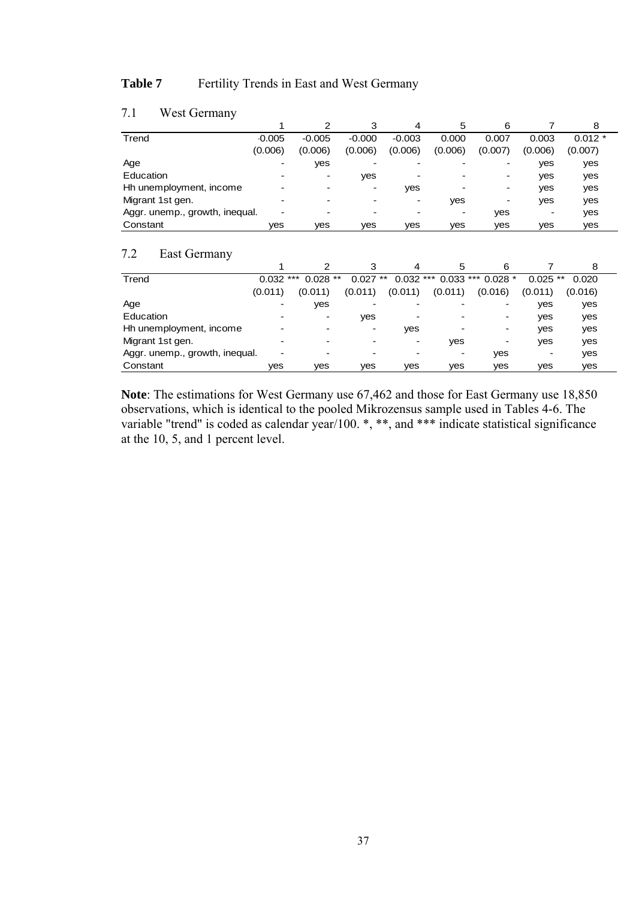**Table 7** Fertility Trends in East and West Germany

7.1 West Germany

| | 1 | 2 | 3 | 4 | 5 | 6 | 7 | 8 |
|---|---|---|---|---|---|---|---|---|
| Trend | -0.005 | -0.005 | -0.000 | -0.003 | 0.000 | 0.007 | 0.003 | 0.012 * |
| | (0.006) | (0.006) | (0.006) | (0.006) | (0.006) | (0.007) | (0.006) | (0.007) |
| Age | - | yes | - | - | - | - | yes | yes |
| Education | - | - | yes | - | - | - | yes | yes |
| Hh unemployment, income | - | - | - | yes | - | - | yes | yes |
| Migrant 1st gen. | - | - | - | - | yes | - | yes | yes |
| Aggr. unemp., growth, inequal. | - | - | - | - | - | yes | - | yes |
| Constant | yes | yes | yes | yes | yes | yes | yes | yes |

7.2 East Germany

| | 1 | 2 | 3 | 4 | 5 | 6 | 7 | 8 |
|---|---|---|---|---|---|---|---|---|
| Trend | 0.032 *** | 0.028 ** | 0.027 ** | 0.032 *** | 0.033 *** | 0.028 * | 0.025 ** | 0.020 |
| | (0.011) | (0.011) | (0.011) | (0.011) | (0.011) | (0.016) | (0.011) | (0.016) |
| Age | - | yes | - | - | - | - | yes | yes |
| Education | - | - | yes | - | - | - | yes | yes |
| Hh unemployment, income | - | - | - | yes | - | - | yes | yes |
| Migrant 1st gen. | - | - | - | - | yes | - | yes | yes |
| Aggr. unemp., growth, inequal. | - | - | - | - | - | yes | - | yes |
| Constant | yes | yes | yes | yes | yes | yes | yes | yes |

**Note**: The estimations for West Germany use 67,462 and those for East Germany use 18,850 observations, which is identical to the pooled Mikrozensus sample used in Tables 4-6. The variable "trend" is coded as calendar year/100. *, **, and *** indicate statistical significance at the 10, 5, and 1 percent level.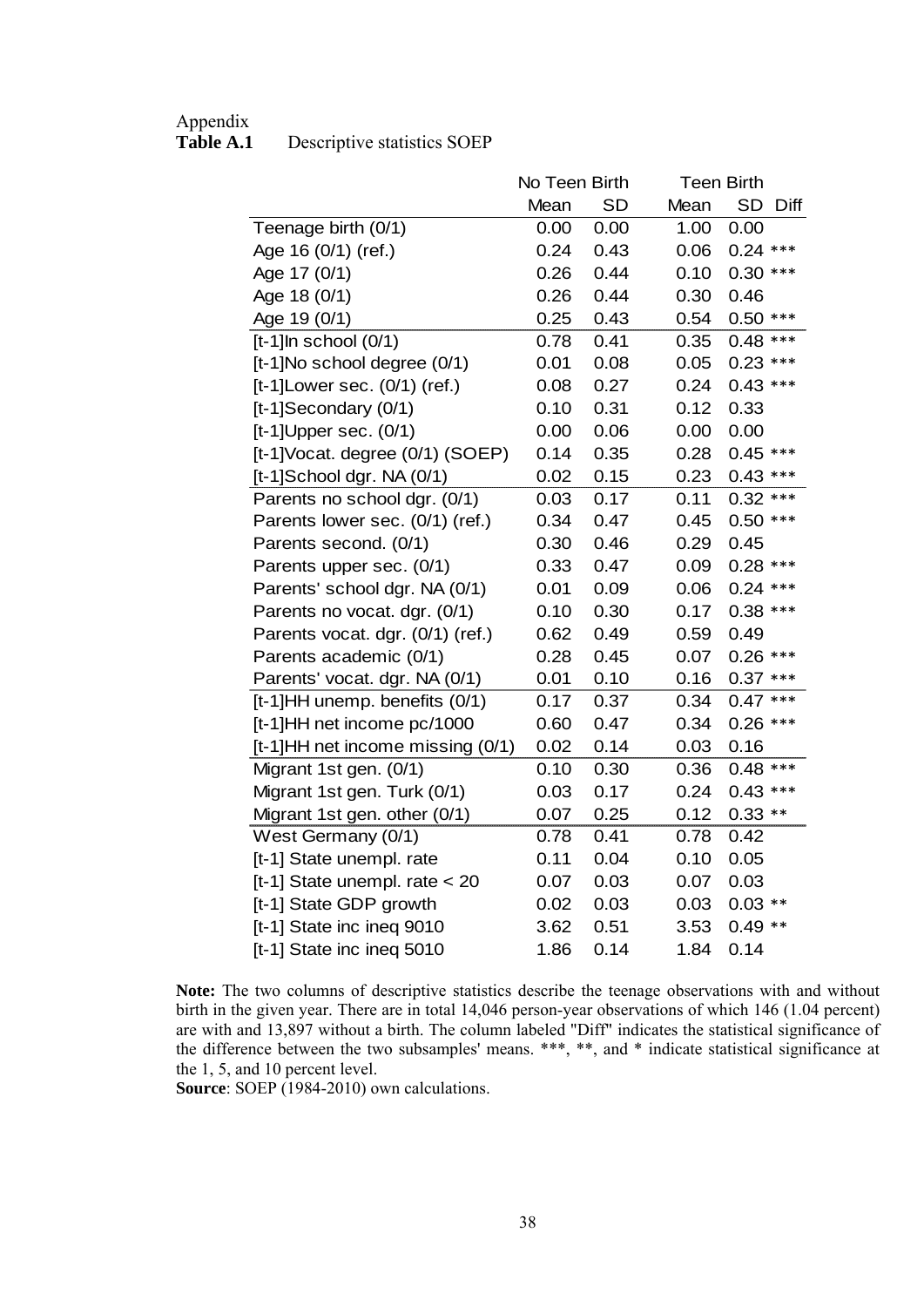Appendix

**Table A.1** Descriptive statistics SOEP

| | No Teen Birth | | Teen Birth | | |
|---|---|---|---|---|---|
| | Mean | SD | Mean | SD | Diff |
| Teenage birth (0/1) | 0.00 | 0.00 | 1.00 | 0.00 | |
| Age 16 (0/1) (ref.) | 0.24 | 0.43 | 0.06 | 0.24 | *** |
| Age 17 (0/1) | 0.26 | 0.44 | 0.10 | 0.30 | *** |
| Age 18 (0/1) | 0.26 | 0.44 | 0.30 | 0.46 | |
| Age 19 (0/1) | 0.25 | 0.43 | 0.54 | 0.50 | *** |
| [t-1]In school (0/1) | 0.78 | 0.41 | 0.35 | 0.48 | *** |
| [t-1]No school degree (0/1) | 0.01 | 0.08 | 0.05 | 0.23 | *** |
| [t-1]Lower sec. (0/1) (ref.) | 0.08 | 0.27 | 0.24 | 0.43 | *** |
| [t-1]Secondary (0/1) | 0.10 | 0.31 | 0.12 | 0.33 | |
| [t-1]Upper sec. (0/1) | 0.00 | 0.06 | 0.00 | 0.00 | |
| [t-1]Vocat. degree (0/1) (SOEP) | 0.14 | 0.35 | 0.28 | 0.45 | *** |
| [t-1]School dgr. NA (0/1) | 0.02 | 0.15 | 0.23 | 0.43 | *** |
| Parents no school dgr. (0/1) | 0.03 | 0.17 | 0.11 | 0.32 | *** |
| Parents lower sec. (0/1) (ref.) | 0.34 | 0.47 | 0.45 | 0.50 | *** |
| Parents second. (0/1) | 0.30 | 0.46 | 0.29 | 0.45 | |
| Parents upper sec. (0/1) | 0.33 | 0.47 | 0.09 | 0.28 | *** |
| Parents' school dgr. NA (0/1) | 0.01 | 0.09 | 0.06 | 0.24 | *** |
| Parents no vocat. dgr. (0/1) | 0.10 | 0.30 | 0.17 | 0.38 | *** |
| Parents vocat. dgr. (0/1) (ref.) | 0.62 | 0.49 | 0.59 | 0.49 | |
| Parents academic (0/1) | 0.28 | 0.45 | 0.07 | 0.26 | *** |
| Parents' vocat. dgr. NA (0/1) | 0.01 | 0.10 | 0.16 | 0.37 | *** |
| [t-1]HH unemp. benefits (0/1) | 0.17 | 0.37 | 0.34 | 0.47 | *** |
| [t-1]HH net income pc/1000 | 0.60 | 0.47 | 0.34 | 0.26 | *** |
| [t-1]HH net income missing (0/1) | 0.02 | 0.14 | 0.03 | 0.16 | |
| Migrant 1st gen. (0/1) | 0.10 | 0.30 | 0.36 | 0.48 | *** |
| Migrant 1st gen. Turk (0/1) | 0.03 | 0.17 | 0.24 | 0.43 | *** |
| Migrant 1st gen. other (0/1) | 0.07 | 0.25 | 0.12 | 0.33 | ** |
| West Germany (0/1) | 0.78 | 0.41 | 0.78 | 0.42 | |
| [t-1] State unempl. rate | 0.11 | 0.04 | 0.10 | 0.05 | |
| [t-1] State unempl. rate < 20 | 0.07 | 0.03 | 0.07 | 0.03 | |
| [t-1] State GDP growth | 0.02 | 0.03 | 0.03 | 0.03 | ** |
| [t-1] State inc ineq 9010 | 3.62 | 0.51 | 3.53 | 0.49 | ** |
| [t-1] State inc ineq 5010 | 1.86 | 0.14 | 1.84 | 0.14 | |

**Note:** The two columns of descriptive statistics describe the teenage observations with and without birth in the given year. There are in total 14,046 person-year observations of which 146 (1.04 percent) are with and 13,897 without a birth. The column labeled "Diff" indicates the statistical significance of the difference between the two subsamples' means. ***, **, and * indicate statistical significance at the 1, 5, and 10 percent level.

**Source**: SOEP (1984-2010) own calculations.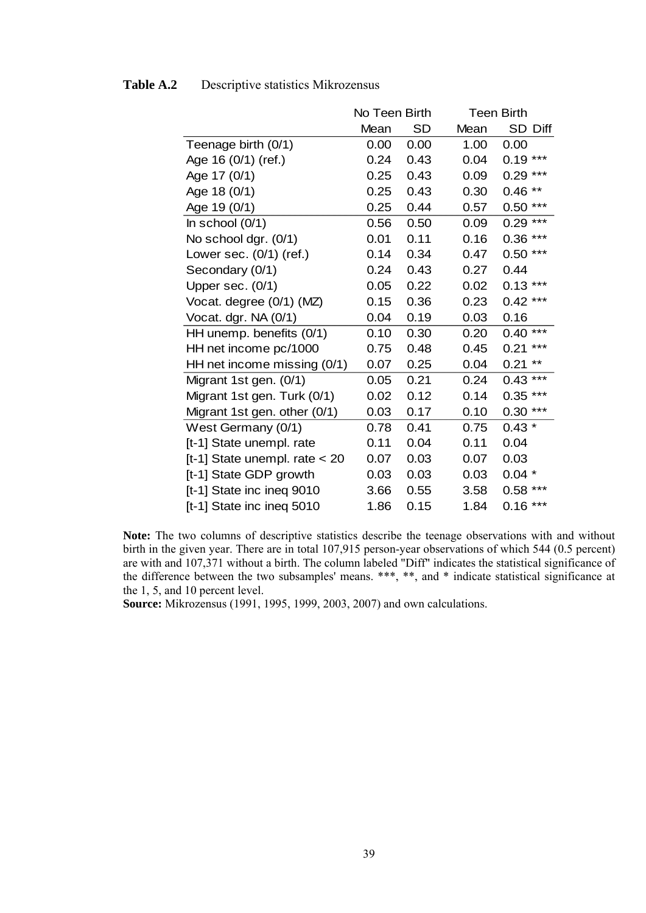**Table A.2** Descriptive statistics Mikrozensus

| | No Teen Birth | | Teen Birth | | |
|---|---|---|---|---|---|
| | Mean | SD | Mean | SD | Diff |
| Teenage birth (0/1) | 0.00 | 0.00 | 1.00 | 0.00 | |
| Age 16 (0/1) (ref.) | 0.24 | 0.43 | 0.04 | 0.19 | *** |
| Age 17 (0/1) | 0.25 | 0.43 | 0.09 | 0.29 | *** |
| Age 18 (0/1) | 0.25 | 0.43 | 0.30 | 0.46 | ** |
| Age 19 (0/1) | 0.25 | 0.44 | 0.57 | 0.50 | *** |
| In school (0/1) | 0.56 | 0.50 | 0.09 | 0.29 | *** |
| No school dgr. (0/1) | 0.01 | 0.11 | 0.16 | 0.36 | *** |
| Lower sec. (0/1) (ref.) | 0.14 | 0.34 | 0.47 | 0.50 | *** |
| Secondary (0/1) | 0.24 | 0.43 | 0.27 | 0.44 | |
| Upper sec. (0/1) | 0.05 | 0.22 | 0.02 | 0.13 | *** |
| Vocat. degree (0/1) (MZ) | 0.15 | 0.36 | 0.23 | 0.42 | *** |
| Vocat. dgr. NA (0/1) | 0.04 | 0.19 | 0.03 | 0.16 | |
| HH unemp. benefits (0/1) | 0.10 | 0.30 | 0.20 | 0.40 | *** |
| HH net income pc/1000 | 0.75 | 0.48 | 0.45 | 0.21 | *** |
| HH net income missing (0/1) | 0.07 | 0.25 | 0.04 | 0.21 | ** |
| Migrant 1st gen. (0/1) | 0.05 | 0.21 | 0.24 | 0.43 | *** |
| Migrant 1st gen. Turk (0/1) | 0.02 | 0.12 | 0.14 | 0.35 | *** |
| Migrant 1st gen. other (0/1) | 0.03 | 0.17 | 0.10 | 0.30 | *** |
| West Germany (0/1) | 0.78 | 0.41 | 0.75 | 0.43 | * |
| [t-1] State unempl. rate | 0.11 | 0.04 | 0.11 | 0.04 | |
| [t-1] State unempl. rate < 20 | 0.07 | 0.03 | 0.07 | 0.03 | |
| [t-1] State GDP growth | 0.03 | 0.03 | 0.03 | 0.04 | * |
| [t-1] State inc ineq 9010 | 3.66 | 0.55 | 3.58 | 0.58 | *** |
| [t-1] State inc ineq 5010 | 1.86 | 0.15 | 1.84 | 0.16 | *** |

**Note:** The two columns of descriptive statistics describe the teenage observations with and without birth in the given year. There are in total 107,915 person-year observations of which 544 (0.5 percent) are with and 107,371 without a birth. The column labeled "Diff" indicates the statistical significance of the difference between the two subsamples' means. ***, **, and * indicate statistical significance at the 1, 5, and 10 percent level.

**Source:** Mikrozensus (1991, 1995, 1999, 2003, 2007) and own calculations.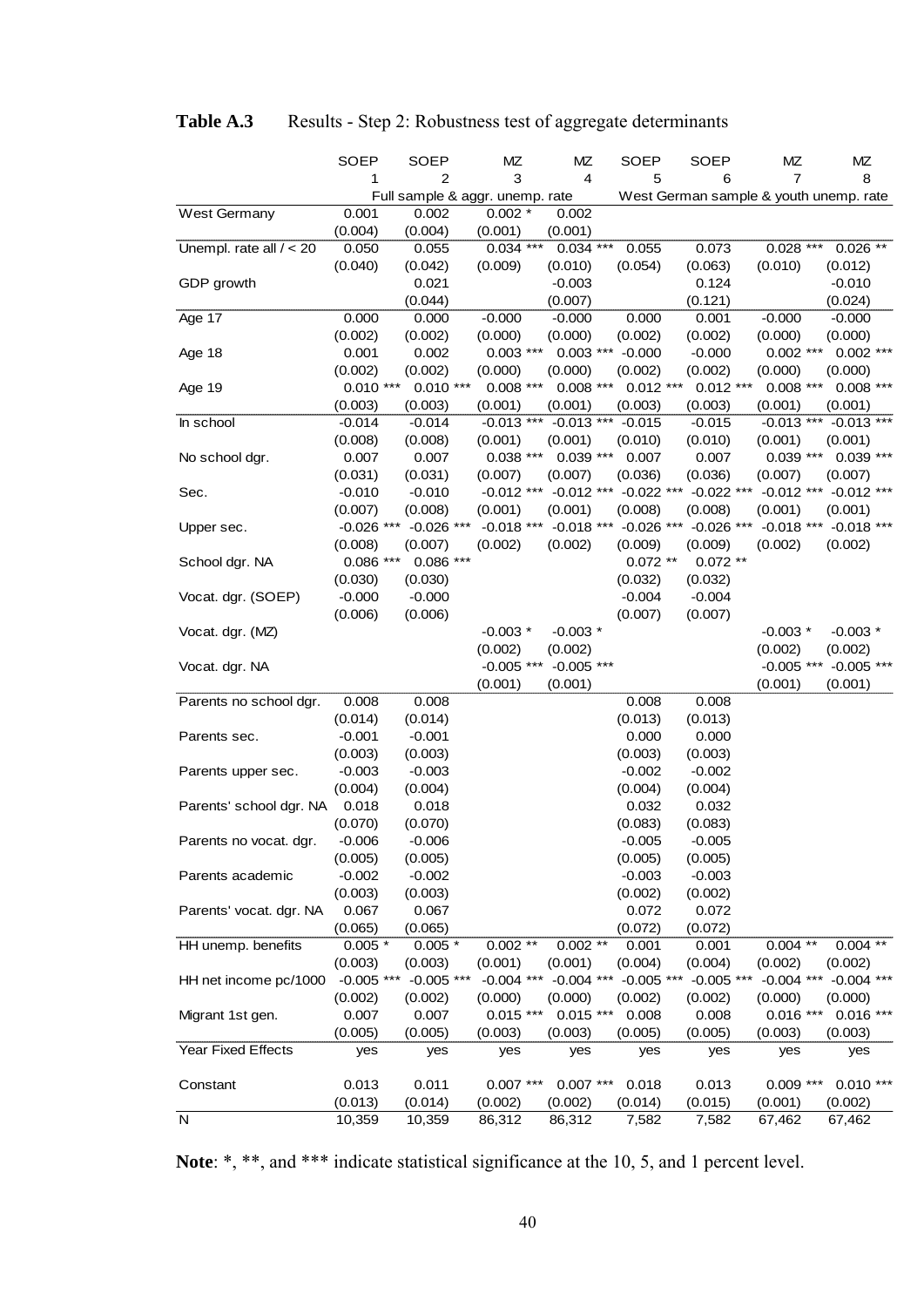**Table A.3** Results - Step 2: Robustness test of aggregate determinants

| | SOEP | SOEP | MZ | MZ | SOEP | SOEP | MZ | MZ |
|---|---|---|---|---|---|---|---|---|
| | 1 | 2 | 3 | 4 | 5 | 6 | 7 | 8 |
| | Full sample & aggr. unemp. rate | | | | West German sample & youth unemp. rate | | | |
| West Germany | 0.001 | 0.002 | 0.002 * | 0.002 | | | | |
| | (0.004) | (0.004) | (0.001) | (0.001) | | | | |
| Unempl. rate all / < 20 | 0.050 | 0.055 | 0.034 *** | 0.034 *** | 0.055 | 0.073 | 0.028 *** | 0.026 ** |
| | (0.040) | (0.042) | (0.009) | (0.010) | (0.054) | (0.063) | (0.010) | (0.012) |
| GDP growth | | 0.021 | | -0.003 | | 0.124 | | -0.010 |
| | | (0.044) | | (0.007) | | (0.121) | | (0.024) |
| Age 17 | 0.000 | 0.000 | -0.000 | -0.000 | 0.000 | 0.001 | -0.000 | -0.000 |
| | (0.002) | (0.002) | (0.000) | (0.000) | (0.002) | (0.002) | (0.000) | (0.000) |
| Age 18 | 0.001 | 0.002 | 0.003 *** | 0.003 *** | -0.000 | -0.000 | 0.002 *** | 0.002 *** |
| | (0.002) | (0.002) | (0.000) | (0.000) | (0.002) | (0.002) | (0.000) | (0.000) |
| Age 19 | 0.010 *** | 0.010 *** | 0.008 *** | 0.008 *** | 0.012 *** | 0.012 *** | 0.008 *** | 0.008 *** |
| | (0.003) | (0.003) | (0.001) | (0.001) | (0.003) | (0.003) | (0.001) | (0.001) |
| In school | -0.014 | -0.014 | -0.013 *** | -0.013 *** | -0.015 | -0.015 | -0.013 *** | -0.013 *** |
| | (0.008) | (0.008) | (0.001) | (0.001) | (0.010) | (0.010) | (0.001) | (0.001) |
| No school dgr. | 0.007 | 0.007 | 0.038 *** | 0.039 *** | 0.007 | 0.007 | 0.039 *** | 0.039 *** |
| | (0.031) | (0.031) | (0.007) | (0.007) | (0.036) | (0.036) | (0.007) | (0.007) |
| Sec. | -0.010 | -0.010 | -0.012 *** | -0.012 *** | -0.022 *** | -0.022 *** | -0.012 *** | -0.012 *** |
| | (0.007) | (0.008) | (0.001) | (0.001) | (0.008) | (0.008) | (0.001) | (0.001) |
| Upper sec. | -0.026 *** | -0.026 *** | -0.018 *** | -0.018 *** | -0.026 *** | -0.026 *** | -0.018 *** | -0.018 *** |
| | (0.008) | (0.007) | (0.002) | (0.002) | (0.009) | (0.009) | (0.002) | (0.002) |
| School dgr. NA | 0.086 *** | 0.086 *** | | | 0.072 ** | 0.072 ** | | |
| | (0.030) | (0.030) | | | (0.032) | (0.032) | | |
| Vocat. dgr. (SOEP) | -0.000 | -0.000 | | | -0.004 | -0.004 | | |
| | (0.006) | (0.006) | | | (0.007) | (0.007) | | |
| Vocat. dgr. (MZ) | | | -0.003 * | -0.003 * | | | -0.003 * | -0.003 * |
| | | | (0.002) | (0.002) | | | (0.002) | (0.002) |
| Vocat. dgr. NA | | | -0.005 *** | -0.005 *** | | | -0.005 *** | -0.005 *** |
| | | | (0.001) | (0.001) | | | (0.001) | (0.001) |
| Parents no school dgr. | 0.008 | 0.008 | | | 0.008 | 0.008 | | |
| | (0.014) | (0.014) | | | (0.013) | (0.013) | | |
| Parents sec. | -0.001 | -0.001 | | | 0.000 | 0.000 | | |
| | (0.003) | (0.003) | | | (0.003) | (0.003) | | |
| Parents upper sec. | -0.003 | -0.003 | | | -0.002 | -0.002 | | |
| | (0.004) | (0.004) | | | (0.004) | (0.004) | | |
| Parents' school dgr. NA | 0.018 | 0.018 | | | 0.032 | 0.032 | | |
| | (0.070) | (0.070) | | | (0.083) | (0.083) | | |
| Parents no vocat. dgr. | -0.006 | -0.006 | | | -0.005 | -0.005 | | |
| | (0.005) | (0.005) | | | (0.005) | (0.005) | | |
| Parents academic | -0.002 | -0.002 | | | -0.003 | -0.003 | | |
| | (0.003) | (0.003) | | | (0.002) | (0.002) | | |
| Parents' vocat. dgr. NA | 0.067 | 0.067 | | | 0.072 | 0.072 | | |
| | (0.065) | (0.065) | | | (0.072) | (0.072) | | |
| HH unemp. benefits | 0.005 * | 0.005 * | 0.002 ** | 0.002 ** | 0.001 | 0.001 | 0.004 ** | 0.004 ** |
| | (0.003) | (0.003) | (0.001) | (0.001) | (0.004) | (0.004) | (0.002) | (0.002) |
| HH net income pc/1000 | -0.005 *** | -0.005 *** | -0.004 *** | -0.004 *** | -0.005 *** | -0.005 *** | -0.004 *** | -0.004 *** |
| | (0.002) | (0.002) | (0.000) | (0.000) | (0.002) | (0.002) | (0.000) | (0.000) |
| Migrant 1st gen. | 0.007 | 0.007 | 0.015 *** | 0.015 *** | 0.008 | 0.008 | 0.016 *** | 0.016 *** |
| | (0.005) | (0.005) | (0.003) | (0.003) | (0.005) | (0.005) | (0.003) | (0.003) |
| Year Fixed Effects | yes | yes | yes | yes | yes | yes | yes | yes |
| Constant | 0.013 | 0.011 | 0.007 *** | 0.007 *** | 0.018 | 0.013 | 0.009 *** | 0.010 *** |
| | (0.013) | (0.014) | (0.002) | (0.002) | (0.014) | (0.015) | (0.001) | (0.002) |
| N | 10,359 | 10,359 | 86,312 | 86,312 | 7,582 | 7,582 | 67,462 | 67,462 |

**Note**: *, **, and *** indicate statistical significance at the 10, 5, and 1 percent level.